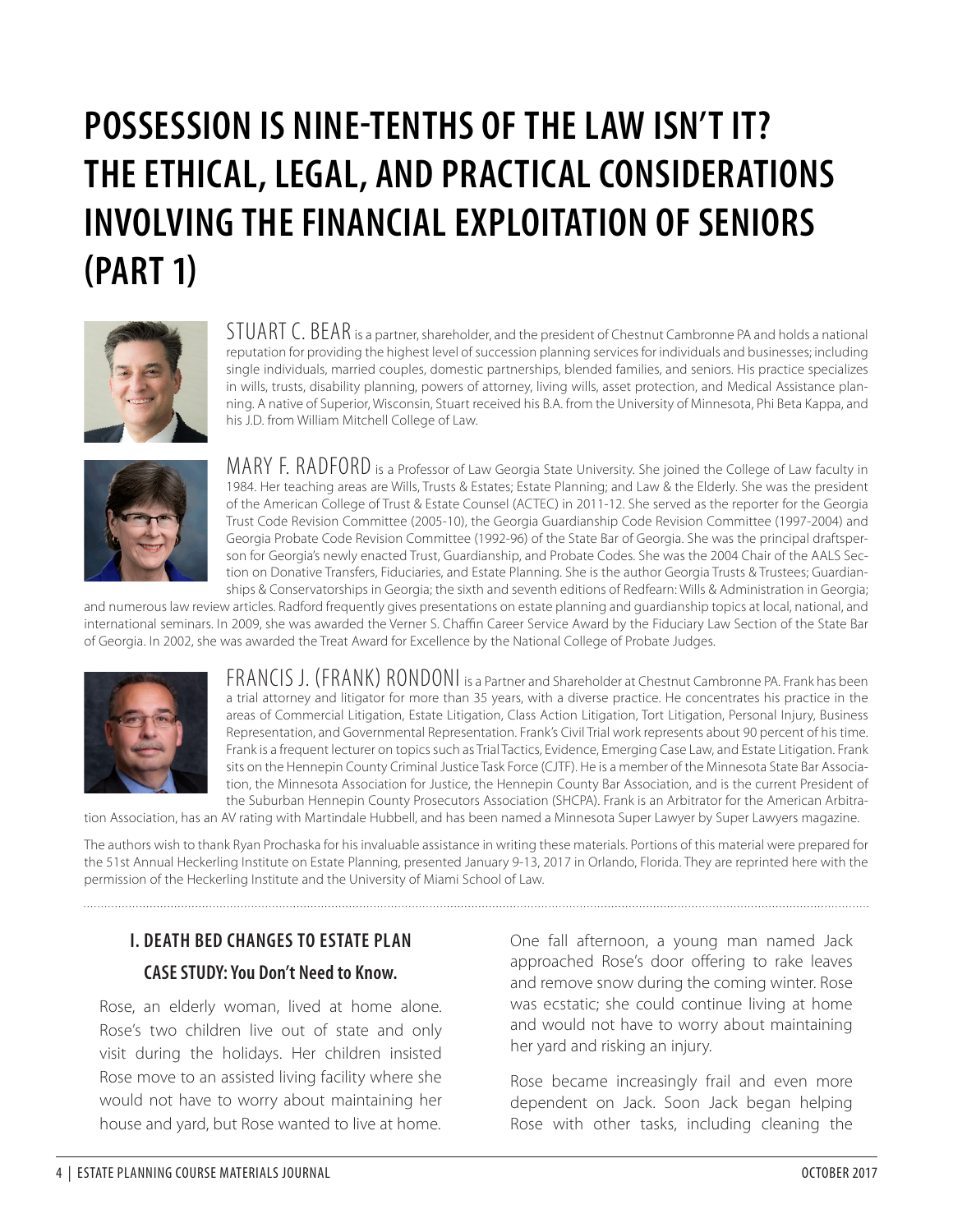# POSSESSION IS NINE-TENTHS OF THE LAW ISN'T IT? THE ETHICAL, LEGAL, AND PRACTICAL CONSIDERATIONS INVOLVING THE FINANCIAL EXPLOITATION OF SENIORS (PART 1)

STUART C. BEAR is a partner, shareholder, and the president of Chestnut Cambronne PA and holds a national reputation for providing the highest level of succession planning services for individuals and businesses; including single individuals, married couples, domestic partnerships, blended families, and seniors. His practice specializes in wills, trusts, disability planning, powers of attorney, living wills, asset protection, and Medical Assistance planning. A native of Superior, Wisconsin, Stuart received his B.A. from the University of Minnesota, Phi Beta Kappa, and his J.D. from William Mitchell College of Law.

MARY F. RADFORD is a Professor of Law Georgia State University. She joined the College of Law faculty in 1984. Her teaching areas are Wills, Trusts & Estates; Estate Planning; and Law & the Elderly. She was the president of the American College of Trust & Estate Counsel (ACTEC) in 2011-12. She served as the reporter for the Georgia Trust Code Revision Committee (2005-10), the Georgia Guardianship Code Revision Committee (1997-2004) and Georgia Probate Code Revision Committee (1992-96) of the State Bar of Georgia. She was the principal draftsperson for Georgia's newly enacted Trust, Guardianship, and Probate Codes. She was the 2004 Chair of the AALS Section on Donative Transfers, Fiduciaries, and Estate Planning. She is the author Georgia Trusts & Trustees; Guardianships & Conservatorships in Georgia; the sixth and seventh editions of Redfearn: Wills & Administration in Georgia; and numerous law review articles. Radford frequently gives presentations on estate planning and guardianship topics at local, national, and international seminars. In 2009, she was awarded the Verner S. Chaffin Career Service Award by the Fiduciary Law Section of the State Bar of Georgia. In 2002, she was awarded the Treat Award for Excellence by the National College of Probate Judges.

FRANCIS J. (FRANK) RONDONI is a Partner and Shareholder at Chestnut Cambronne PA. Frank has been a trial attorney and litigator for more than 35 years, with a diverse practice. He concentrates his practice in the areas of Commercial Litigation, Estate Litigation, Class Action Litigation, Tort Litigation, Personal Injury, Business Representation, and Governmental Representation. Frank's Civil Trial work represents about 90 percent of his time. Frank is a frequent lecturer on topics such as Trial Tactics, Evidence, Emerging Case Law, and Estate Litigation. Frank sits on the Hennepin County Criminal Justice Task Force (CJTF). He is a member of the Minnesota State Bar Association, the Minnesota Association for Justice, the Hennepin County Bar Association, and is the current President of the Suburban Hennepin County Prosecutors Association (SHCPA). Frank is an Arbitrator for the American Arbitration Association, has an AV rating with Martindale Hubbell, and has been named a Minnesota Super Lawyer by Super Lawyers magazine.

The authors wish to thank Ryan Prochaska for his invaluable assistance in writing these materials. Portions of this material were prepared for the 51st Annual Heckerling Institute on Estate Planning, presented January 9-13, 2017 in Orlando, Florida. They are reprinted here with the permission of the Heckerling Institute and the University of Miami School of Law.

## I. DEATH BED CHANGES TO ESTATE PLAN

### CASE STUDY: You Don't Need to Know.

Rose, an elderly woman, lived at home alone. Rose's two children live out of state and only visit during the holidays. Her children insisted Rose move to an assisted living facility where she would not have to worry about maintaining her house and yard, but Rose wanted to live at home.

One fall afternoon, a young man named Jack approached Rose's door offering to rake leaves and remove snow during the coming winter. Rose was ecstatic; she could continue living at home and would not have to worry about maintaining her yard and risking an injury.

Rose became increasingly frail and even more dependent on Jack. Soon Jack began helping Rose with other tasks, including cleaning the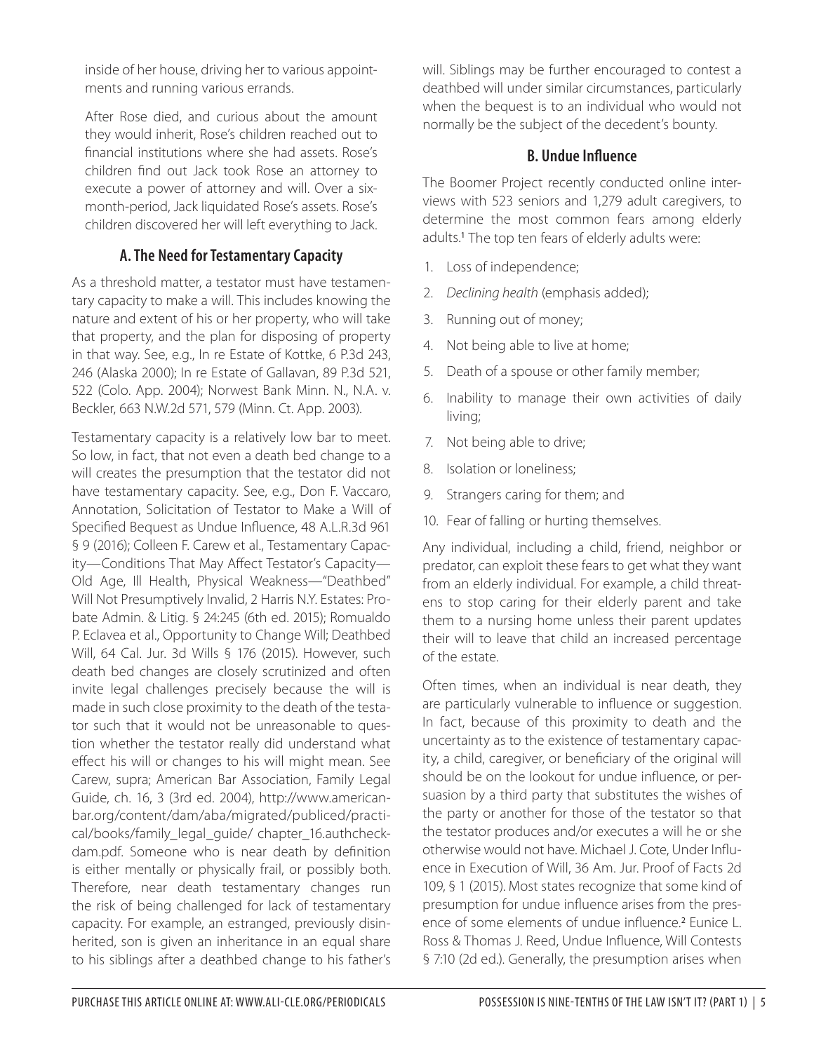inside of her house, driving her to various appointments and running various errands.

After Rose died, and curious about the amount they would inherit, Rose's children reached out to financial institutions where she had assets. Rose's children find out Jack took Rose an attorney to execute a power of attorney and will. Over a six-month-period, Jack liquidated Rose's assets. Rose's children discovered her will left everything to Jack.

## A. The Need for Testamentary Capacity

As a threshold matter, a testator must have testamentary capacity to make a will. This includes knowing the nature and extent of his or her property, who will take that property, and the plan for disposing of property in that way. See, e.g., In re Estate of Kottke, 6 P.3d 243, 246 (Alaska 2000); In re Estate of Gallavan, 89 P.3d 521, 522 (Colo. App. 2004); Norwest Bank Minn. N., N.A. v. Beckler, 663 N.W.2d 571, 579 (Minn. Ct. App. 2003).

Testamentary capacity is a relatively low bar to meet. So low, in fact, that not even a death bed change to a will creates the presumption that the testator did not have testamentary capacity. See, e.g., Don F. Vaccaro, Annotation, Solicitation of Testator to Make a Will of Specified Bequest as Undue Influence, 48 A.L.R.3d 961 § 9 (2016); Colleen F. Carew et al., Testamentary Capacity—Conditions That May Affect Testator's Capacity—Old Age, Ill Health, Physical Weakness—"Deathbed" Will Not Presumptively Invalid, 2 Harris N.Y. Estates: Probate Admin. & Litig. § 24:245 (6th ed. 2015); Romualdo P. Eclavea et al., Opportunity to Change Will; Deathbed Will, 64 Cal. Jur. 3d Wills § 176 (2015). However, such death bed changes are closely scrutinized and often invite legal challenges precisely because the will is made in such close proximity to the death of the testator such that it would not be unreasonable to question whether the testator really did understand what effect his will or changes to his will might mean. See Carew, supra; American Bar Association, Family Legal Guide, ch. 16, 3 (3rd ed. 2004), http://www.americanbar.org/content/dam/aba/migrated/publiced/practical/books/family_legal_guide/ chapter_16.authcheckdam.pdf. Someone who is near death by definition is either mentally or physically frail, or possibly both. Therefore, near death testamentary changes run the risk of being challenged for lack of testamentary capacity. For example, an estranged, previously disinherited, son is given an inheritance in an equal share to his siblings after a deathbed change to his father's will. Siblings may be further encouraged to contest a deathbed will under similar circumstances, particularly when the bequest is to an individual who would not normally be the subject of the decedent's bounty.

## B. Undue Influence

The Boomer Project recently conducted online interviews with 523 seniors and 1,279 adult caregivers, to determine the most common fears among elderly adults.[1] The top ten fears of elderly adults were:

1. Loss of independence;
2. *Declining health* (emphasis added);
3. Running out of money;
4. Not being able to live at home;
5. Death of a spouse or other family member;
6. Inability to manage their own activities of daily living;
7. Not being able to drive;
8. Isolation or loneliness;
9. Strangers caring for them; and
10. Fear of falling or hurting themselves.

Any individual, including a child, friend, neighbor or predator, can exploit these fears to get what they want from an elderly individual. For example, a child threatens to stop caring for their elderly parent and take them to a nursing home unless their parent updates their will to leave that child an increased percentage of the estate.

Often times, when an individual is near death, they are particularly vulnerable to influence or suggestion. In fact, because of this proximity to death and the uncertainty as to the existence of testamentary capacity, a child, caregiver, or beneficiary of the original will should be on the lookout for undue influence, or persuasion by a third party that substitutes the wishes of the party or another for those of the testator so that the testator produces and/or executes a will he or she otherwise would not have. Michael J. Cote, Under Influence in Execution of Will, 36 Am. Jur. Proof of Facts 2d 109, § 1 (2015). Most states recognize that some kind of presumption for undue influence arises from the presence of some elements of undue influence.[2] Eunice L. Ross & Thomas J. Reed, Undue Influence, Will Contests § 7:10 (2d ed.). Generally, the presumption arises when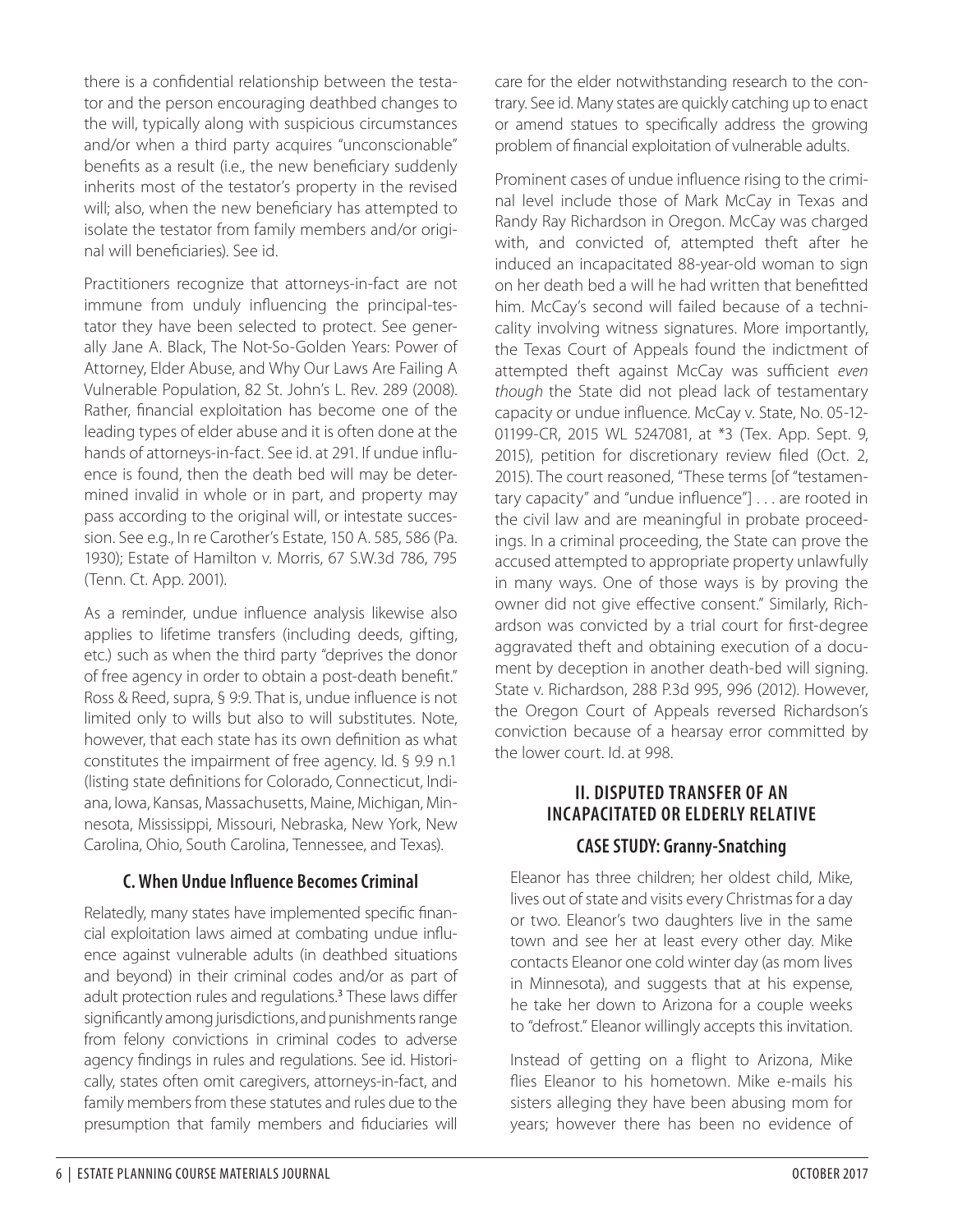there is a confidential relationship between the testator and the person encouraging deathbed changes to the will, typically along with suspicious circumstances and/or when a third party acquires "unconscionable" benefits as a result (i.e., the new beneficiary suddenly inherits most of the testator's property in the revised will; also, when the new beneficiary has attempted to isolate the testator from family members and/or original will beneficiaries). See id.

Practitioners recognize that attorneys-in-fact are not immune from unduly influencing the principal-testator they have been selected to protect. See generally Jane A. Black, The Not-So-Golden Years: Power of Attorney, Elder Abuse, and Why Our Laws Are Failing A Vulnerable Population, 82 St. John's L. Rev. 289 (2008). Rather, financial exploitation has become one of the leading types of elder abuse and it is often done at the hands of attorneys-in-fact. See id. at 291. If undue influence is found, then the death bed will may be determined invalid in whole or in part, and property may pass according to the original will, or intestate succession. See e.g., In re Carother's Estate, 150 A. 585, 586 (Pa. 1930); Estate of Hamilton v. Morris, 67 S.W.3d 786, 795 (Tenn. Ct. App. 2001).

As a reminder, undue influence analysis likewise also applies to lifetime transfers (including deeds, gifting, etc.) such as when the third party "deprives the donor of free agency in order to obtain a post-death benefit." Ross & Reed, supra, § 9:9. That is, undue influence is not limited only to wills but also to will substitutes. Note, however, that each state has its own definition as what constitutes the impairment of free agency. Id. § 9.9 n.1 (listing state definitions for Colorado, Connecticut, Indiana, Iowa, Kansas, Massachusetts, Maine, Michigan, Minnesota, Mississippi, Missouri, Nebraska, New York, New Carolina, Ohio, South Carolina, Tennessee, and Texas).

### C. When Undue Influence Becomes Criminal

Relatedly, many states have implemented specific financial exploitation laws aimed at combating undue influence against vulnerable adults (in deathbed situations and beyond) in their criminal codes and/or as part of adult protection rules and regulations.[3] These laws differ significantly among jurisdictions, and punishments range from felony convictions in criminal codes to adverse agency findings in rules and regulations. See id. Historically, states often omit caregivers, attorneys-in-fact, and family members from these statutes and rules due to the presumption that family members and fiduciaries will care for the elder notwithstanding research to the contrary. See id. Many states are quickly catching up to enact or amend statues to specifically address the growing problem of financial exploitation of vulnerable adults.

Prominent cases of undue influence rising to the criminal level include those of Mark McCay in Texas and Randy Ray Richardson in Oregon. McCay was charged with, and convicted of, attempted theft after he induced an incapacitated 88-year-old woman to sign on her death bed a will he had written that benefitted him. McCay's second will failed because of a technicality involving witness signatures. More importantly, the Texas Court of Appeals found the indictment of attempted theft against McCay was sufficient *even though* the State did not plead lack of testamentary capacity or undue influence. McCay v. State, No. 05-12-01199-CR, 2015 WL 5247081, at *3 (Tex. App. Sept. 9, 2015), petition for discretionary review filed (Oct. 2, 2015). The court reasoned, "These terms [of "testamentary capacity" and "undue influence"] . . . are rooted in the civil law and are meaningful in probate proceedings. In a criminal proceeding, the State can prove the accused attempted to appropriate property unlawfully in many ways. One of those ways is by proving the owner did not give effective consent." Similarly, Richardson was convicted by a trial court for first-degree aggravated theft and obtaining execution of a document by deception in another death-bed will signing. State v. Richardson, 288 P.3d 995, 996 (2012). However, the Oregon Court of Appeals reversed Richardson's conviction because of a hearsay error committed by the lower court. Id. at 998.

## II. DISPUTED TRANSFER OF AN INCAPACITATED OR ELDERLY RELATIVE

### CASE STUDY: Granny-Snatching

Eleanor has three children; her oldest child, Mike, lives out of state and visits every Christmas for a day or two. Eleanor's two daughters live in the same town and see her at least every other day. Mike contacts Eleanor one cold winter day (as mom lives in Minnesota), and suggests that at his expense, he take her down to Arizona for a couple weeks to "defrost." Eleanor willingly accepts this invitation.

Instead of getting on a flight to Arizona, Mike flies Eleanor to his hometown. Mike e-mails his sisters alleging they have been abusing mom for years; however there has been no evidence of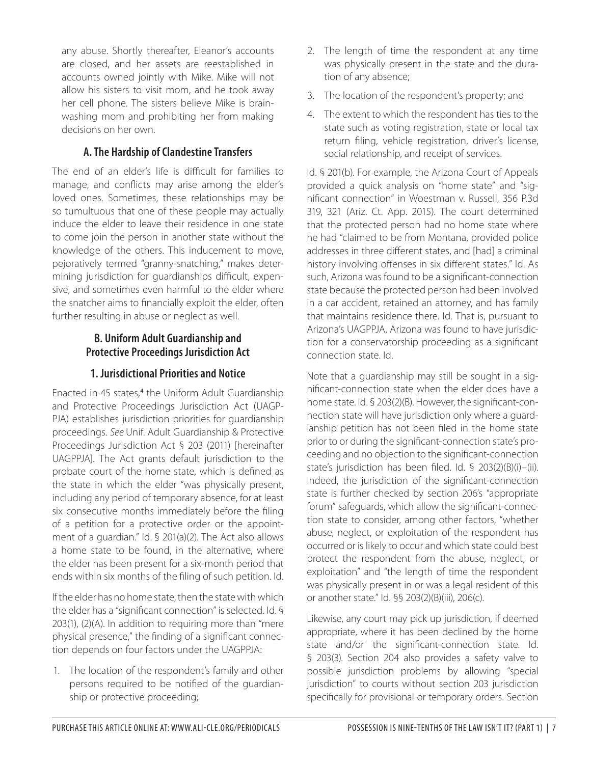any abuse. Shortly thereafter, Eleanor's accounts are closed, and her assets are reestablished in accounts owned jointly with Mike. Mike will not allow his sisters to visit mom, and he took away her cell phone. The sisters believe Mike is brainwashing mom and prohibiting her from making decisions on her own.

### A. The Hardship of Clandestine Transfers

The end of an elder's life is difficult for families to manage, and conflicts may arise among the elder's loved ones. Sometimes, these relationships may be so tumultuous that one of these people may actually induce the elder to leave their residence in one state to come join the person in another state without the knowledge of the others. This inducement to move, pejoratively termed "granny-snatching," makes determining jurisdiction for guardianships difficult, expensive, and sometimes even harmful to the elder where the snatcher aims to financially exploit the elder, often further resulting in abuse or neglect as well.

### B. Uniform Adult Guardianship and Protective Proceedings Jurisdiction Act

#### 1. Jurisdictional Priorities and Notice

Enacted in 45 states,[4] the Uniform Adult Guardianship and Protective Proceedings Jurisdiction Act (UAGPPJA) establishes jurisdiction priorities for guardianship proceedings. *See* Unif. Adult Guardianship & Protective Proceedings Jurisdiction Act § 203 (2011) [hereinafter UAGPPJA]. The Act grants default jurisdiction to the probate court of the home state, which is defined as the state in which the elder "was physically present, including any period of temporary absence, for at least six consecutive months immediately before the filing of a petition for a protective order or the appointment of a guardian." Id. § 201(a)(2). The Act also allows a home state to be found, in the alternative, where the elder has been present for a six-month period that ends within six months of the filing of such petition. Id.

If the elder has no home state, then the state with which the elder has a "significant connection" is selected. Id. § 203(1), (2)(A). In addition to requiring more than "mere physical presence," the finding of a significant connection depends on four factors under the UAGPPJA:

1. The location of the respondent's family and other persons required to be notified of the guardianship or protective proceeding;
2. The length of time the respondent at any time was physically present in the state and the duration of any absence;
3. The location of the respondent's property; and
4. The extent to which the respondent has ties to the state such as voting registration, state or local tax return filing, vehicle registration, driver's license, social relationship, and receipt of services.

Id. § 201(b). For example, the Arizona Court of Appeals provided a quick analysis on "home state" and "significant connection" in Woestman v. Russell, 356 P.3d 319, 321 (Ariz. Ct. App. 2015). The court determined that the protected person had no home state where he had "claimed to be from Montana, provided police addresses in three different states, and [had] a criminal history involving offenses in six different states." Id. As such, Arizona was found to be a significant-connection state because the protected person had been involved in a car accident, retained an attorney, and has family that maintains residence there. Id. That is, pursuant to Arizona's UAGPPJA, Arizona was found to have jurisdiction for a conservatorship proceeding as a significant connection state. Id.

Note that a guardianship may still be sought in a significant-connection state when the elder does have a home state. Id. § 203(2)(B). However, the significant-connection state will have jurisdiction only where a guardianship petition has not been filed in the home state prior to or during the significant-connection state's proceeding and no objection to the significant-connection state's jurisdiction has been filed. Id. § 203(2)(B)(i)–(ii). Indeed, the jurisdiction of the significant-connection state is further checked by section 206's "appropriate forum" safeguards, which allow the significant-connection state to consider, among other factors, "whether abuse, neglect, or exploitation of the respondent has occurred or is likely to occur and which state could best protect the respondent from the abuse, neglect, or exploitation" and "the length of time the respondent was physically present in or was a legal resident of this or another state." Id. §§ 203(2)(B)(iii), 206(c).

Likewise, any court may pick up jurisdiction, if deemed appropriate, where it has been declined by the home state and/or the significant-connection state. Id. § 203(3). Section 204 also provides a safety valve to possible jurisdiction problems by allowing "special jurisdiction" to courts without section 203 jurisdiction specifically for provisional or temporary orders. Section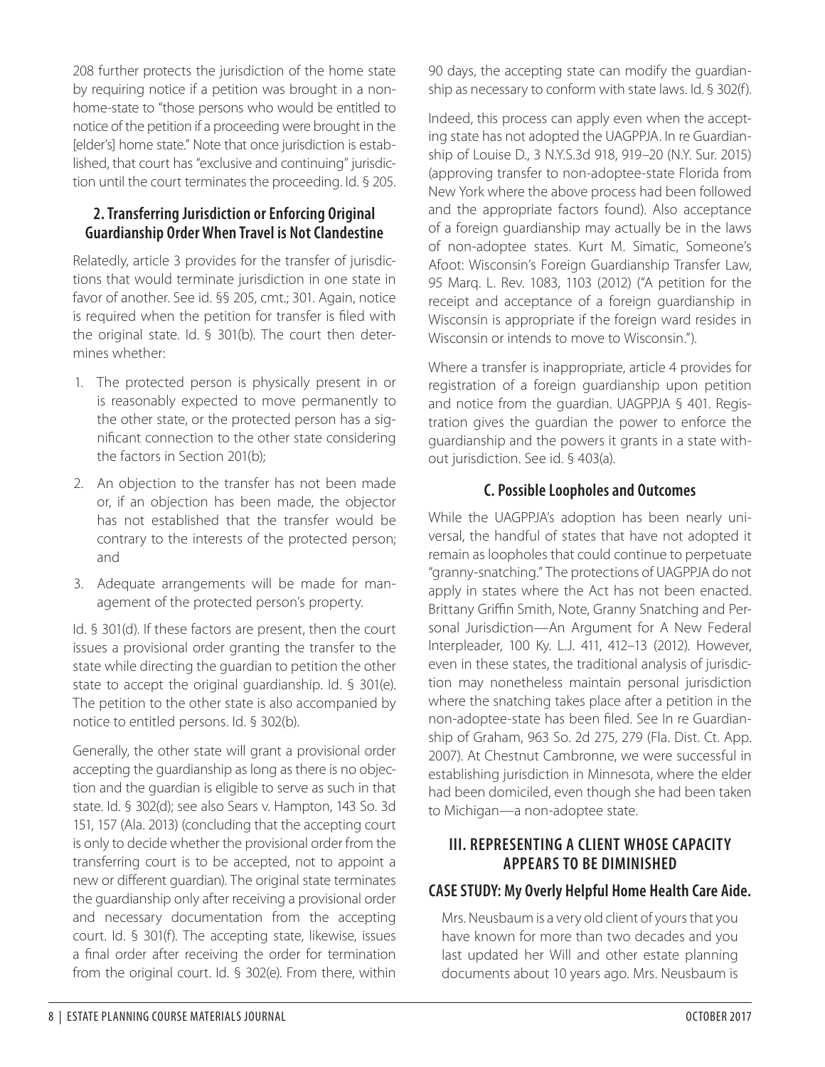208 further protects the jurisdiction of the home state by requiring notice if a petition was brought in a non-home-state to "those persons who would be entitled to notice of the petition if a proceeding were brought in the [elder's] home state." Note that once jurisdiction is established, that court has "exclusive and continuing" jurisdiction until the court terminates the proceeding. Id. § 205.

### 2. Transferring Jurisdiction or Enforcing Original Guardianship Order When Travel is Not Clandestine

Relatedly, article 3 provides for the transfer of jurisdictions that would terminate jurisdiction in one state in favor of another. See id. §§ 205, cmt.; 301. Again, notice is required when the petition for transfer is filed with the original state. Id. § 301(b). The court then determines whether:

1. The protected person is physically present in or is reasonably expected to move permanently to the other state, or the protected person has a significant connection to the other state considering the factors in Section 201(b);
2. An objection to the transfer has not been made or, if an objection has been made, the objector has not established that the transfer would be contrary to the interests of the protected person; and
3. Adequate arrangements will be made for management of the protected person's property.

Id. § 301(d). If these factors are present, then the court issues a provisional order granting the transfer to the state while directing the guardian to petition the other state to accept the original guardianship. Id. § 301(e). The petition to the other state is also accompanied by notice to entitled persons. Id. § 302(b).

Generally, the other state will grant a provisional order accepting the guardianship as long as there is no objection and the guardian is eligible to serve as such in that state. Id. § 302(d); see also Sears v. Hampton, 143 So. 3d 151, 157 (Ala. 2013) (concluding that the accepting court is only to decide whether the provisional order from the transferring court is to be accepted, not to appoint a new or different guardian). The original state terminates the guardianship only after receiving a provisional order and necessary documentation from the accepting court. Id. § 301(f). The accepting state, likewise, issues a final order after receiving the order for termination from the original court. Id. § 302(e). From there, within 90 days, the accepting state can modify the guardianship as necessary to conform with state laws. Id. § 302(f).

Indeed, this process can apply even when the accepting state has not adopted the UAGPPJA. In re Guardianship of Louise D., 3 N.Y.S.3d 918, 919–20 (N.Y. Sur. 2015) (approving transfer to non-adoptee-state Florida from New York where the above process had been followed and the appropriate factors found). Also acceptance of a foreign guardianship may actually be in the laws of non-adoptee states. Kurt M. Simatic, Someone's Afoot: Wisconsin's Foreign Guardianship Transfer Law, 95 Marq. L. Rev. 1083, 1103 (2012) ("A petition for the receipt and acceptance of a foreign guardianship in Wisconsin is appropriate if the foreign ward resides in Wisconsin or intends to move to Wisconsin.").

Where a transfer is inappropriate, article 4 provides for registration of a foreign guardianship upon petition and notice from the guardian. UAGPPJA § 401. Registration gives the guardian the power to enforce the guardianship and the powers it grants in a state without jurisdiction. See id. § 403(a).

### C. Possible Loopholes and Outcomes

While the UAGPPJA's adoption has been nearly universal, the handful of states that have not adopted it remain as loopholes that could continue to perpetuate "granny-snatching." The protections of UAGPPJA do not apply in states where the Act has not been enacted. Brittany Griffin Smith, Note, Granny Snatching and Personal Jurisdiction—An Argument for A New Federal Interpleader, 100 Ky. L.J. 411, 412–13 (2012). However, even in these states, the traditional analysis of jurisdiction may nonetheless maintain personal jurisdiction where the snatching takes place after a petition in the non-adoptee-state has been filed. See In re Guardianship of Graham, 963 So. 2d 275, 279 (Fla. Dist. Ct. App. 2007). At Chestnut Cambronne, we were successful in establishing jurisdiction in Minnesota, where the elder had been domiciled, even though she had been taken to Michigan—a non-adoptee state.

## III. REPRESENTING A CLIENT WHOSE CAPACITY APPEARS TO BE DIMINISHED

### CASE STUDY: My Overly Helpful Home Health Care Aide.

Mrs. Neusbaum is a very old client of yours that you have known for more than two decades and you last updated her Will and other estate planning documents about 10 years ago. Mrs. Neusbaum is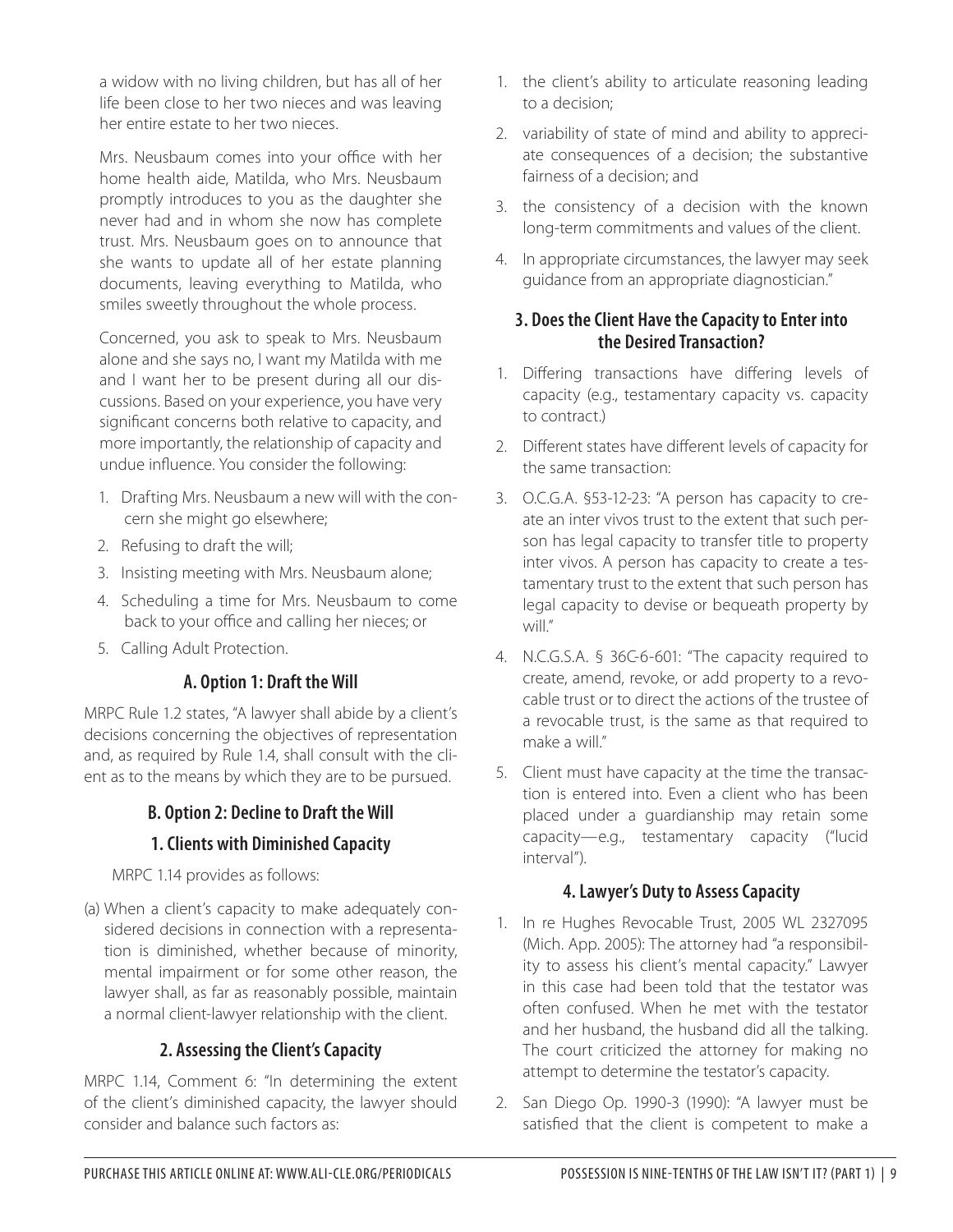a widow with no living children, but has all of her life been close to her two nieces and was leaving her entire estate to her two nieces.

Mrs. Neusbaum comes into your office with her home health aide, Matilda, who Mrs. Neusbaum promptly introduces to you as the daughter she never had and in whom she now has complete trust. Mrs. Neusbaum goes on to announce that she wants to update all of her estate planning documents, leaving everything to Matilda, who smiles sweetly throughout the whole process.

Concerned, you ask to speak to Mrs. Neusbaum alone and she says no, I want my Matilda with me and I want her to be present during all our discussions. Based on your experience, you have very significant concerns both relative to capacity, and more importantly, the relationship of capacity and undue influence. You consider the following:

1. Drafting Mrs. Neusbaum a new will with the concern she might go elsewhere;
2. Refusing to draft the will;
3. Insisting meeting with Mrs. Neusbaum alone;
4. Scheduling a time for Mrs. Neusbaum to come back to your office and calling her nieces; or
5. Calling Adult Protection.

### A. Option 1: Draft the Will

MRPC Rule 1.2 states, "A lawyer shall abide by a client's decisions concerning the objectives of representation and, as required by Rule 1.4, shall consult with the client as to the means by which they are to be pursued.

### B. Option 2: Decline to Draft the Will

#### 1. Clients with Diminished Capacity

MRPC 1.14 provides as follows:

(a) When a client's capacity to make adequately considered decisions in connection with a representation is diminished, whether because of minority, mental impairment or for some other reason, the lawyer shall, as far as reasonably possible, maintain a normal client-lawyer relationship with the client.

#### 2. Assessing the Client's Capacity

MRPC 1.14, Comment 6: "In determining the extent of the client's diminished capacity, the lawyer should consider and balance such factors as:

1. the client's ability to articulate reasoning leading to a decision;
2. variability of state of mind and ability to appreciate consequences of a decision; the substantive fairness of a decision; and
3. the consistency of a decision with the known long-term commitments and values of the client.
4. In appropriate circumstances, the lawyer may seek guidance from an appropriate diagnostician."

#### 3. Does the Client Have the Capacity to Enter into the Desired Transaction?

1. Differing transactions have differing levels of capacity (e.g., testamentary capacity vs. capacity to contract.)
2. Different states have different levels of capacity for the same transaction:
3. O.C.G.A. §53-12-23: "A person has capacity to create an inter vivos trust to the extent that such person has legal capacity to transfer title to property inter vivos. A person has capacity to create a testamentary trust to the extent that such person has legal capacity to devise or bequeath property by will."
4. N.C.G.S.A. § 36C-6-601: "The capacity required to create, amend, revoke, or add property to a revocable trust or to direct the actions of the trustee of a revocable trust, is the same as that required to make a will."
5. Client must have capacity at the time the transaction is entered into. Even a client who has been placed under a guardianship may retain some capacity—e.g., testamentary capacity ("lucid interval").

#### 4. Lawyer's Duty to Assess Capacity

1. In re Hughes Revocable Trust, 2005 WL 2327095 (Mich. App. 2005): The attorney had "a responsibility to assess his client's mental capacity." Lawyer in this case had been told that the testator was often confused. When he met with the testator and her husband, the husband did all the talking. The court criticized the attorney for making no attempt to determine the testator's capacity.
2. San Diego Op. 1990-3 (1990): "A lawyer must be satisfied that the client is competent to make a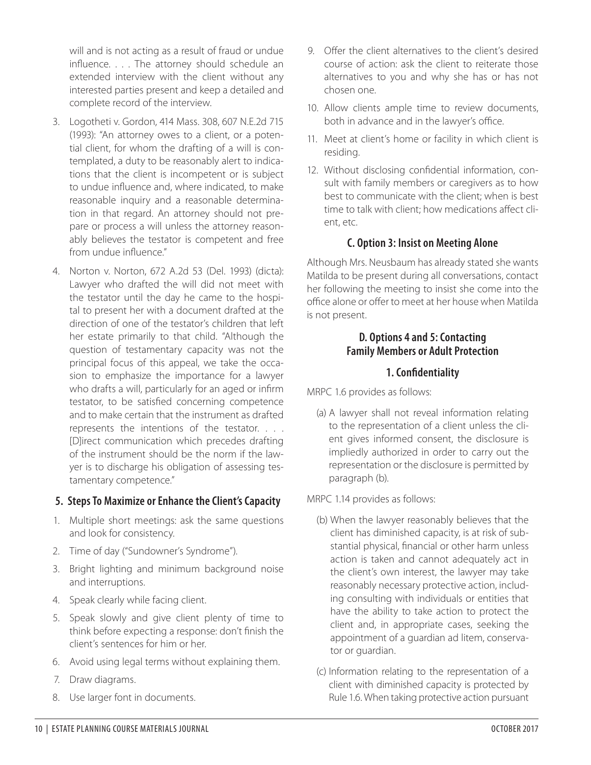will and is not acting as a result of fraud or undue influence. . . . The attorney should schedule an extended interview with the client without any interested parties present and keep a detailed and complete record of the interview.

3. Logotheti v. Gordon, 414 Mass. 308, 607 N.E.2d 715 (1993): "An attorney owes to a client, or a potential client, for whom the drafting of a will is contemplated, a duty to be reasonably alert to indications that the client is incompetent or is subject to undue influence and, where indicated, to make reasonable inquiry and a reasonable determination in that regard. An attorney should not prepare or process a will unless the attorney reasonably believes the testator is competent and free from undue influence."

4. Norton v. Norton, 672 A.2d 53 (Del. 1993) (dicta): Lawyer who drafted the will did not meet with the testator until the day he came to the hospital to present her with a document drafted at the direction of one of the testator's children that left her estate primarily to that child. "Although the question of testamentary capacity was not the principal focus of this appeal, we take the occasion to emphasize the importance for a lawyer who drafts a will, particularly for an aged or infirm testator, to be satisfied concerning competence and to make certain that the instrument as drafted represents the intentions of the testator. . . . [D]irect communication which precedes drafting of the instrument should be the norm if the lawyer is to discharge his obligation of assessing testamentary competence."

### 5. Steps To Maximize or Enhance the Client's Capacity

1. Multiple short meetings: ask the same questions and look for consistency.
2. Time of day ("Sundowner's Syndrome").
3. Bright lighting and minimum background noise and interruptions.
4. Speak clearly while facing client.
5. Speak slowly and give client plenty of time to think before expecting a response: don't finish the client's sentences for him or her.
6. Avoid using legal terms without explaining them.
7. Draw diagrams.
8. Use larger font in documents.
9. Offer the client alternatives to the client's desired course of action: ask the client to reiterate those alternatives to you and why she has or has not chosen one.
10. Allow clients ample time to review documents, both in advance and in the lawyer's office.
11. Meet at client's home or facility in which client is residing.
12. Without disclosing confidential information, consult with family members or caregivers as to how best to communicate with the client; when is best time to talk with client; how medications affect client, etc.

## C. Option 3: Insist on Meeting Alone

Although Mrs. Neusbaum has already stated she wants Matilda to be present during all conversations, contact her following the meeting to insist she come into the office alone or offer to meet at her house when Matilda is not present.

## D. Options 4 and 5: Contacting Family Members or Adult Protection

### 1. Confidentiality

MRPC 1.6 provides as follows:

(a) A lawyer shall not reveal information relating to the representation of a client unless the client gives informed consent, the disclosure is impliedly authorized in order to carry out the representation or the disclosure is permitted by paragraph (b).

MRPC 1.14 provides as follows:

(b) When the lawyer reasonably believes that the client has diminished capacity, is at risk of substantial physical, financial or other harm unless action is taken and cannot adequately act in the client's own interest, the lawyer may take reasonably necessary protective action, including consulting with individuals or entities that have the ability to take action to protect the client and, in appropriate cases, seeking the appointment of a guardian ad litem, conservator or guardian.

(c) Information relating to the representation of a client with diminished capacity is protected by Rule 1.6. When taking protective action pursuant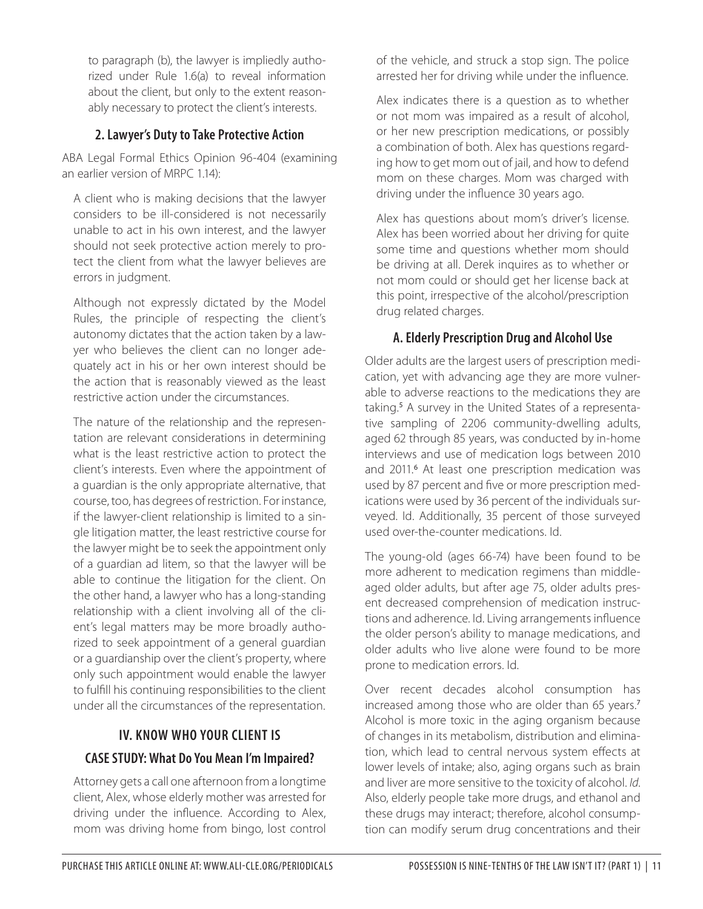to paragraph (b), the lawyer is impliedly authorized under Rule 1.6(a) to reveal information about the client, but only to the extent reasonably necessary to protect the client's interests.

### 2. Lawyer's Duty to Take Protective Action

ABA Legal Formal Ethics Opinion 96-404 (examining an earlier version of MRPC 1.14):

> A client who is making decisions that the lawyer considers to be ill-considered is not necessarily unable to act in his own interest, and the lawyer should not seek protective action merely to protect the client from what the lawyer believes are errors in judgment.
>
> Although not expressly dictated by the Model Rules, the principle of respecting the client's autonomy dictates that the action taken by a lawyer who believes the client can no longer adequately act in his or her own interest should be the action that is reasonably viewed as the least restrictive action under the circumstances.
>
> The nature of the relationship and the representation are relevant considerations in determining what is the least restrictive action to protect the client's interests. Even where the appointment of a guardian is the only appropriate alternative, that course, too, has degrees of restriction. For instance, if the lawyer-client relationship is limited to a single litigation matter, the least restrictive course for the lawyer might be to seek the appointment only of a guardian ad litem, so that the lawyer will be able to continue the litigation for the client. On the other hand, a lawyer who has a long-standing relationship with a client involving all of the client's legal matters may be more broadly authorized to seek appointment of a general guardian or a guardianship over the client's property, where only such appointment would enable the lawyer to fulfill his continuing responsibilities to the client under all the circumstances of the representation.

## IV. KNOW WHO YOUR CLIENT IS

### CASE STUDY: What Do You Mean I'm Impaired?

> Attorney gets a call one afternoon from a longtime client, Alex, whose elderly mother was arrested for driving under the influence. According to Alex, mom was driving home from bingo, lost control of the vehicle, and struck a stop sign. The police arrested her for driving while under the influence.
>
> Alex indicates there is a question as to whether or not mom was impaired as a result of alcohol, or her new prescription medications, or possibly a combination of both. Alex has questions regarding how to get mom out of jail, and how to defend mom on these charges. Mom was charged with driving under the influence 30 years ago.
>
> Alex has questions about mom's driver's license. Alex has been worried about her driving for quite some time and questions whether mom should be driving at all. Derek inquires as to whether or not mom could or should get her license back at this point, irrespective of the alcohol/prescription drug related charges.

### A. Elderly Prescription Drug and Alcohol Use

Older adults are the largest users of prescription medication, yet with advancing age they are more vulnerable to adverse reactions to the medications they are taking.[5] A survey in the United States of a representative sampling of 2206 community-dwelling adults, aged 62 through 85 years, was conducted by in-home interviews and use of medication logs between 2010 and 2011.[6] At least one prescription medication was used by 87 percent and five or more prescription medications were used by 36 percent of the individuals surveyed. Id. Additionally, 35 percent of those surveyed used over-the-counter medications. Id.

The young-old (ages 66-74) have been found to be more adherent to medication regimens than middle-aged older adults, but after age 75, older adults present decreased comprehension of medication instructions and adherence. Id. Living arrangements influence the older person's ability to manage medications, and older adults who live alone were found to be more prone to medication errors. Id.

Over recent decades alcohol consumption has increased among those who are older than 65 years.[7] Alcohol is more toxic in the aging organism because of changes in its metabolism, distribution and elimination, which lead to central nervous system effects at lower levels of intake; also, aging organs such as brain and liver are more sensitive to the toxicity of alcohol. *Id*. Also, elderly people take more drugs, and ethanol and these drugs may interact; therefore, alcohol consumption can modify serum drug concentrations and their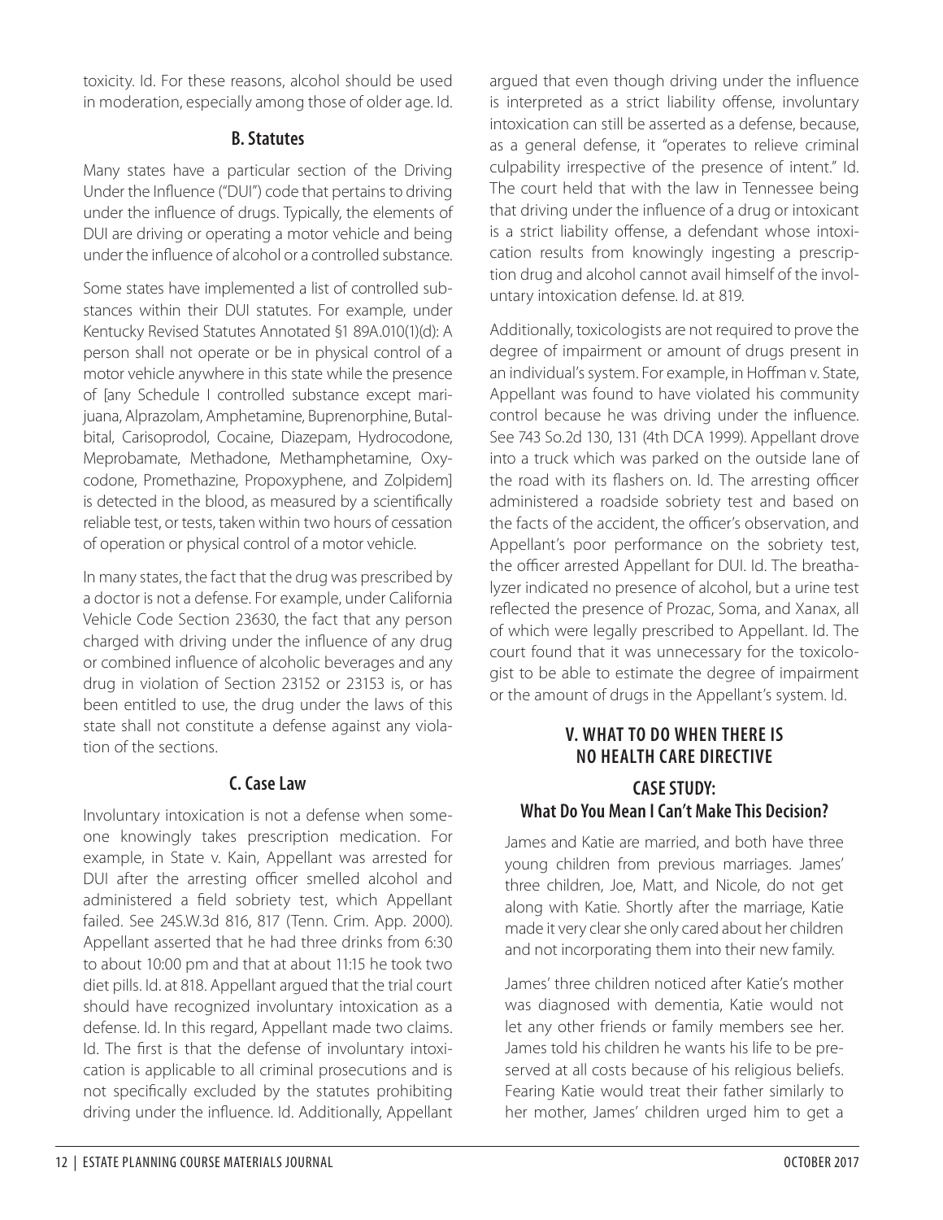toxicity. Id. For these reasons, alcohol should be used in moderation, especially among those of older age. Id.

### B. Statutes

Many states have a particular section of the Driving Under the Influence ("DUI") code that pertains to driving under the influence of drugs. Typically, the elements of DUI are driving or operating a motor vehicle and being under the influence of alcohol or a controlled substance.

Some states have implemented a list of controlled substances within their DUI statutes. For example, under Kentucky Revised Statutes Annotated §1 89A.010(1)(d): A person shall not operate or be in physical control of a motor vehicle anywhere in this state while the presence of [any Schedule I controlled substance except marijuana, Alprazolam, Amphetamine, Buprenorphine, Butalbital, Carisoprodol, Cocaine, Diazepam, Hydrocodone, Meprobamate, Methadone, Methamphetamine, Oxycodone, Promethazine, Propoxyphene, and Zolpidem] is detected in the blood, as measured by a scientifically reliable test, or tests, taken within two hours of cessation of operation or physical control of a motor vehicle.

In many states, the fact that the drug was prescribed by a doctor is not a defense. For example, under California Vehicle Code Section 23630, the fact that any person charged with driving under the influence of any drug or combined influence of alcoholic beverages and any drug in violation of Section 23152 or 23153 is, or has been entitled to use, the drug under the laws of this state shall not constitute a defense against any violation of the sections.

### C. Case Law

Involuntary intoxication is not a defense when someone knowingly takes prescription medication. For example, in State v. Kain, Appellant was arrested for DUI after the arresting officer smelled alcohol and administered a field sobriety test, which Appellant failed. See 24S.W.3d 816, 817 (Tenn. Crim. App. 2000). Appellant asserted that he had three drinks from 6:30 to about 10:00 pm and that at about 11:15 he took two diet pills. Id. at 818. Appellant argued that the trial court should have recognized involuntary intoxication as a defense. Id. In this regard, Appellant made two claims. Id. The first is that the defense of involuntary intoxication is applicable to all criminal prosecutions and is not specifically excluded by the statutes prohibiting driving under the influence. Id. Additionally, Appellant argued that even though driving under the influence is interpreted as a strict liability offense, involuntary intoxication can still be asserted as a defense, because, as a general defense, it "operates to relieve criminal culpability irrespective of the presence of intent." Id. The court held that with the law in Tennessee being that driving under the influence of a drug or intoxicant is a strict liability offense, a defendant whose intoxication results from knowingly ingesting a prescription drug and alcohol cannot avail himself of the involuntary intoxication defense. Id. at 819.

Additionally, toxicologists are not required to prove the degree of impairment or amount of drugs present in an individual's system. For example, in Hoffman v. State, Appellant was found to have violated his community control because he was driving under the influence. See 743 So.2d 130, 131 (4th DCA 1999). Appellant drove into a truck which was parked on the outside lane of the road with its flashers on. Id. The arresting officer administered a roadside sobriety test and based on the facts of the accident, the officer's observation, and Appellant's poor performance on the sobriety test, the officer arrested Appellant for DUI. Id. The breathalyzer indicated no presence of alcohol, but a urine test reflected the presence of Prozac, Soma, and Xanax, all of which were legally prescribed to Appellant. Id. The court found that it was unnecessary for the toxicologist to be able to estimate the degree of impairment or the amount of drugs in the Appellant's system. Id.

## V. WHAT TO DO WHEN THERE IS NO HEALTH CARE DIRECTIVE

### CASE STUDY: What Do You Mean I Can't Make This Decision?

James and Katie are married, and both have three young children from previous marriages. James' three children, Joe, Matt, and Nicole, do not get along with Katie. Shortly after the marriage, Katie made it very clear she only cared about her children and not incorporating them into their new family.

James' three children noticed after Katie's mother was diagnosed with dementia, Katie would not let any other friends or family members see her. James told his children he wants his life to be preserved at all costs because of his religious beliefs. Fearing Katie would treat their father similarly to her mother, James' children urged him to get a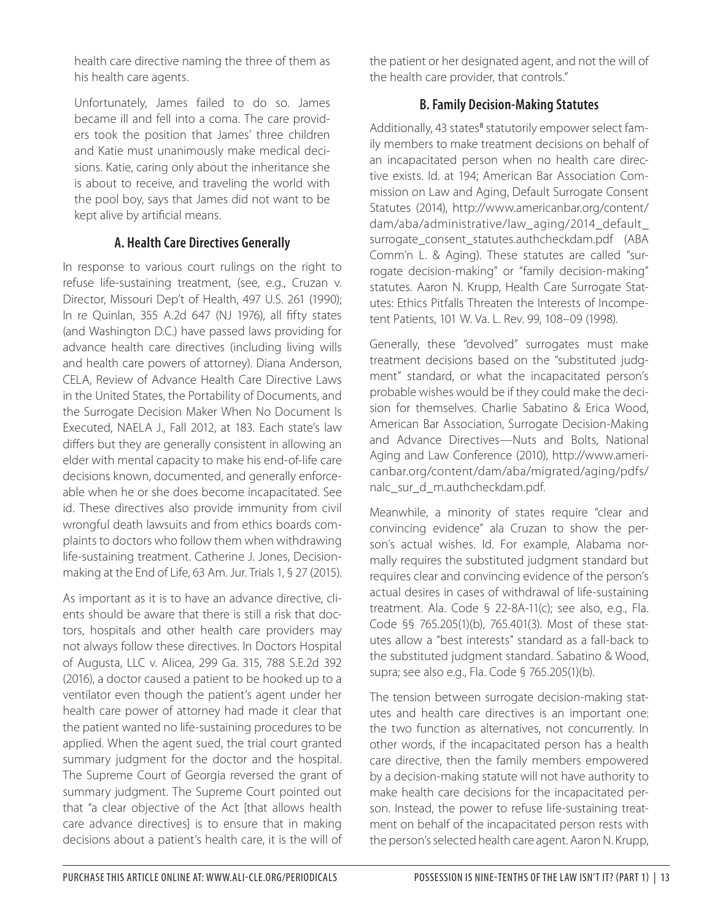health care directive naming the three of them as his health care agents.

Unfortunately, James failed to do so. James became ill and fell into a coma. The care providers took the position that James' three children and Katie must unanimously make medical decisions. Katie, caring only about the inheritance she is about to receive, and traveling the world with the pool boy, says that James did not want to be kept alive by artificial means.

### A. Health Care Directives Generally

In response to various court rulings on the right to refuse life-sustaining treatment, (see, e.g., Cruzan v. Director, Missouri Dep't of Health, 497 U.S. 261 (1990); In re Quinlan, 355 A.2d 647 (NJ 1976), all fifty states (and Washington D.C.) have passed laws providing for advance health care directives (including living wills and health care powers of attorney). Diana Anderson, CELA, Review of Advance Health Care Directive Laws in the United States, the Portability of Documents, and the Surrogate Decision Maker When No Document Is Executed, NAELA J., Fall 2012, at 183. Each state's law differs but they are generally consistent in allowing an elder with mental capacity to make his end-of-life care decisions known, documented, and generally enforceable when he or she does become incapacitated. See id. These directives also provide immunity from civil wrongful death lawsuits and from ethics boards complaints to doctors who follow them when withdrawing life-sustaining treatment. Catherine J. Jones, Decision-making at the End of Life, 63 Am. Jur. Trials 1, § 27 (2015).

As important as it is to have an advance directive, clients should be aware that there is still a risk that doctors, hospitals and other health care providers may not always follow these directives. In Doctors Hospital of Augusta, LLC v. Alicea, 299 Ga. 315, 788 S.E.2d 392 (2016), a doctor caused a patient to be hooked up to a ventilator even though the patient's agent under her health care power of attorney had made it clear that the patient wanted no life-sustaining procedures to be applied. When the agent sued, the trial court granted summary judgment for the doctor and the hospital. The Supreme Court of Georgia reversed the grant of summary judgment. The Supreme Court pointed out that "a clear objective of the Act [that allows health care advance directives] is to ensure that in making decisions about a patient's health care, it is the will of the patient or her designated agent, and not the will of the health care provider, that controls."

### B. Family Decision-Making Statutes

Additionally, 43 states[8] statutorily empower select family members to make treatment decisions on behalf of an incapacitated person when no health care directive exists. Id. at 194; American Bar Association Commission on Law and Aging, Default Surrogate Consent Statutes (2014), http://www.americanbar.org/content/dam/aba/administrative/law_aging/2014_default_surrogate_consent_statutes.authcheckdam.pdf (ABA Comm'n L. & Aging). These statutes are called "surrogate decision-making" or "family decision-making" statutes. Aaron N. Krupp, Health Care Surrogate Statutes: Ethics Pitfalls Threaten the Interests of Incompetent Patients, 101 W. Va. L. Rev. 99, 108–09 (1998).

Generally, these "devolved" surrogates must make treatment decisions based on the "substituted judgment" standard, or what the incapacitated person's probable wishes would be if they could make the decision for themselves. Charlie Sabatino & Erica Wood, American Bar Association, Surrogate Decision-Making and Advance Directives—Nuts and Bolts, National Aging and Law Conference (2010), http://www.americanbar.org/content/dam/aba/migrated/aging/pdfs/nalc_sur_d_m.authcheckdam.pdf.

Meanwhile, a minority of states require "clear and convincing evidence" ala Cruzan to show the person's actual wishes. Id. For example, Alabama normally requires the substituted judgment standard but requires clear and convincing evidence of the person's actual desires in cases of withdrawal of life-sustaining treatment. Ala. Code § 22-8A-11(c); see also, e.g., Fla. Code §§ 765.205(1)(b), 765.401(3). Most of these statutes allow a "best interests" standard as a fall-back to the substituted judgment standard. Sabatino & Wood, supra; see also e.g., Fla. Code § 765.205(1)(b).

The tension between surrogate decision-making statutes and health care directives is an important one: the two function as alternatives, not concurrently. In other words, if the incapacitated person has a health care directive, then the family members empowered by a decision-making statute will not have authority to make health care decisions for the incapacitated person. Instead, the power to refuse life-sustaining treatment on behalf of the incapacitated person rests with the person's selected health care agent. Aaron N. Krupp,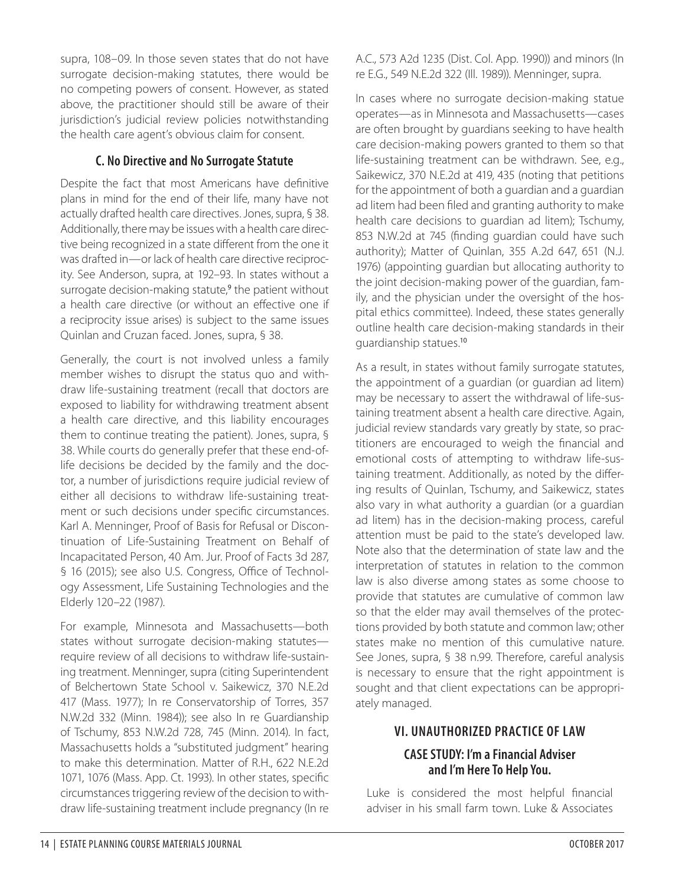supra, 108–09. In those seven states that do not have surrogate decision-making statutes, there would be no competing powers of consent. However, as stated above, the practitioner should still be aware of their jurisdiction's judicial review policies notwithstanding the health care agent's obvious claim for consent.

### C. No Directive and No Surrogate Statute

Despite the fact that most Americans have definitive plans in mind for the end of their life, many have not actually drafted health care directives. Jones, supra, § 38. Additionally, there may be issues with a health care directive being recognized in a state different from the one it was drafted in—or lack of health care directive reciprocity. See Anderson, supra, at 192–93. In states without a surrogate decision-making statute,[9] the patient without a health care directive (or without an effective one if a reciprocity issue arises) is subject to the same issues Quinlan and Cruzan faced. Jones, supra, § 38.

Generally, the court is not involved unless a family member wishes to disrupt the status quo and withdraw life-sustaining treatment (recall that doctors are exposed to liability for withdrawing treatment absent a health care directive, and this liability encourages them to continue treating the patient). Jones, supra, § 38. While courts do generally prefer that these end-of-life decisions be decided by the family and the doctor, a number of jurisdictions require judicial review of either all decisions to withdraw life-sustaining treatment or such decisions under specific circumstances. Karl A. Menninger, Proof of Basis for Refusal or Discontinuation of Life-Sustaining Treatment on Behalf of Incapacitated Person, 40 Am. Jur. Proof of Facts 3d 287, § 16 (2015); see also U.S. Congress, Office of Technology Assessment, Life Sustaining Technologies and the Elderly 120–22 (1987).

For example, Minnesota and Massachusetts—both states without surrogate decision-making statutes—require review of all decisions to withdraw life-sustaining treatment. Menninger, supra (citing Superintendent of Belchertown State School v. Saikewicz, 370 N.E.2d 417 (Mass. 1977); In re Conservatorship of Torres, 357 N.W.2d 332 (Minn. 1984)); see also In re Guardianship of Tschumy, 853 N.W.2d 728, 745 (Minn. 2014). In fact, Massachusetts holds a "substituted judgment" hearing to make this determination. Matter of R.H., 622 N.E.2d 1071, 1076 (Mass. App. Ct. 1993). In other states, specific circumstances triggering review of the decision to withdraw life-sustaining treatment include pregnancy (In re A.C., 573 A2d 1235 (Dist. Col. App. 1990)) and minors (In re E.G., 549 N.E.2d 322 (Ill. 1989)). Menninger, supra.

In cases where no surrogate decision-making statue operates—as in Minnesota and Massachusetts—cases are often brought by guardians seeking to have health care decision-making powers granted to them so that life-sustaining treatment can be withdrawn. See, e.g., Saikewicz, 370 N.E.2d at 419, 435 (noting that petitions for the appointment of both a guardian and a guardian ad litem had been filed and granting authority to make health care decisions to guardian ad litem); Tschumy, 853 N.W.2d at 745 (finding guardian could have such authority); Matter of Quinlan, 355 A.2d 647, 651 (N.J. 1976) (appointing guardian but allocating authority to the joint decision-making power of the guardian, family, and the physician under the oversight of the hospital ethics committee). Indeed, these states generally outline health care decision-making standards in their guardianship statues.[10]

As a result, in states without family surrogate statutes, the appointment of a guardian (or guardian ad litem) may be necessary to assert the withdrawal of life-sustaining treatment absent a health care directive. Again, judicial review standards vary greatly by state, so practitioners are encouraged to weigh the financial and emotional costs of attempting to withdraw life-sustaining treatment. Additionally, as noted by the differing results of Quinlan, Tschumy, and Saikewicz, states also vary in what authority a guardian (or a guardian ad litem) has in the decision-making process, careful attention must be paid to the state's developed law. Note also that the determination of state law and the interpretation of statutes in relation to the common law is also diverse among states as some choose to provide that statutes are cumulative of common law so that the elder may avail themselves of the protections provided by both statute and common law; other states make no mention of this cumulative nature. See Jones, supra, § 38 n.99. Therefore, careful analysis is necessary to ensure that the right appointment is sought and that client expectations can be appropriately managed.

## VI. UNAUTHORIZED PRACTICE OF LAW

### CASE STUDY: I'm a Financial Adviser and I'm Here To Help You.

Luke is considered the most helpful financial adviser in his small farm town. Luke & Associates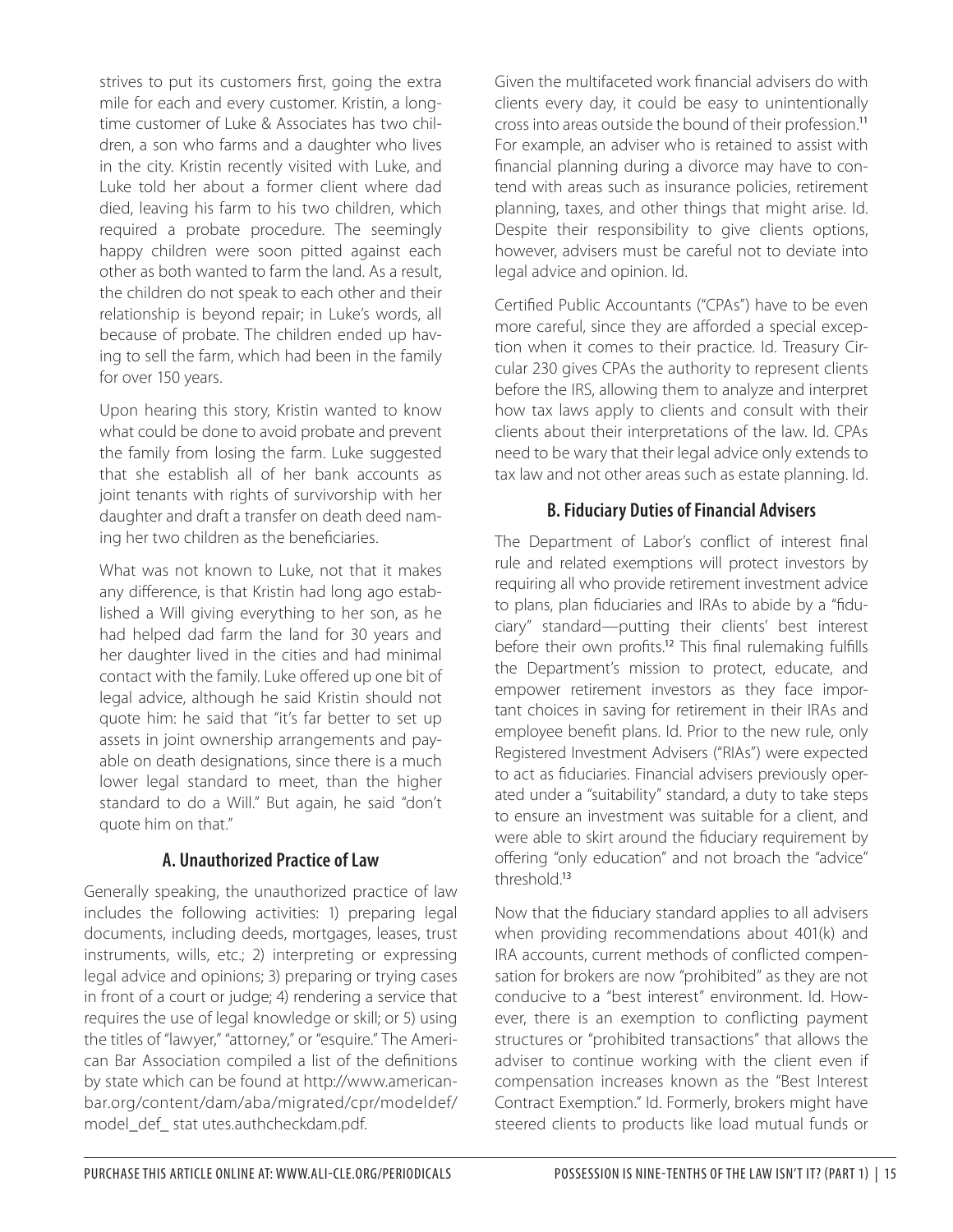strives to put its customers first, going the extra mile for each and every customer. Kristin, a longtime customer of Luke & Associates has two children, a son who farms and a daughter who lives in the city. Kristin recently visited with Luke, and Luke told her about a former client where dad died, leaving his farm to his two children, which required a probate procedure. The seemingly happy children were soon pitted against each other as both wanted to farm the land. As a result, the children do not speak to each other and their relationship is beyond repair; in Luke's words, all because of probate. The children ended up having to sell the farm, which had been in the family for over 150 years.

Upon hearing this story, Kristin wanted to know what could be done to avoid probate and prevent the family from losing the farm. Luke suggested that she establish all of her bank accounts as joint tenants with rights of survivorship with her daughter and draft a transfer on death deed naming her two children as the beneficiaries.

What was not known to Luke, not that it makes any difference, is that Kristin had long ago established a Will giving everything to her son, as he had helped dad farm the land for 30 years and her daughter lived in the cities and had minimal contact with the family. Luke offered up one bit of legal advice, although he said Kristin should not quote him: he said that "it's far better to set up assets in joint ownership arrangements and payable on death designations, since there is a much lower legal standard to meet, than the higher standard to do a Will." But again, he said "don't quote him on that."

### A. Unauthorized Practice of Law

Generally speaking, the unauthorized practice of law includes the following activities: 1) preparing legal documents, including deeds, mortgages, leases, trust instruments, wills, etc.; 2) interpreting or expressing legal advice and opinions; 3) preparing or trying cases in front of a court or judge; 4) rendering a service that requires the use of legal knowledge or skill; or 5) using the titles of "lawyer," "attorney," or "esquire." The American Bar Association compiled a list of the definitions by state which can be found at http://www.americanbar.org/content/dam/aba/migrated/cpr/modeldef/model_def_ stat utes.authcheckdam.pdf.

Given the multifaceted work financial advisers do with clients every day, it could be easy to unintentionally cross into areas outside the bound of their profession.[11] For example, an adviser who is retained to assist with financial planning during a divorce may have to contend with areas such as insurance policies, retirement planning, taxes, and other things that might arise. Id. Despite their responsibility to give clients options, however, advisers must be careful not to deviate into legal advice and opinion. Id.

Certified Public Accountants ("CPAs") have to be even more careful, since they are afforded a special exception when it comes to their practice. Id. Treasury Circular 230 gives CPAs the authority to represent clients before the IRS, allowing them to analyze and interpret how tax laws apply to clients and consult with their clients about their interpretations of the law. Id. CPAs need to be wary that their legal advice only extends to tax law and not other areas such as estate planning. Id.

### B. Fiduciary Duties of Financial Advisers

The Department of Labor's conflict of interest final rule and related exemptions will protect investors by requiring all who provide retirement investment advice to plans, plan fiduciaries and IRAs to abide by a "fiduciary" standard—putting their clients' best interest before their own profits.[12] This final rulemaking fulfills the Department's mission to protect, educate, and empower retirement investors as they face important choices in saving for retirement in their IRAs and employee benefit plans. Id. Prior to the new rule, only Registered Investment Advisers ("RIAs") were expected to act as fiduciaries. Financial advisers previously operated under a "suitability" standard, a duty to take steps to ensure an investment was suitable for a client, and were able to skirt around the fiduciary requirement by offering "only education" and not broach the "advice" threshold.[13]

Now that the fiduciary standard applies to all advisers when providing recommendations about 401(k) and IRA accounts, current methods of conflicted compensation for brokers are now "prohibited" as they are not conducive to a "best interest" environment. Id. However, there is an exemption to conflicting payment structures or "prohibited transactions" that allows the adviser to continue working with the client even if compensation increases known as the "Best Interest Contract Exemption." Id. Formerly, brokers might have steered clients to products like load mutual funds or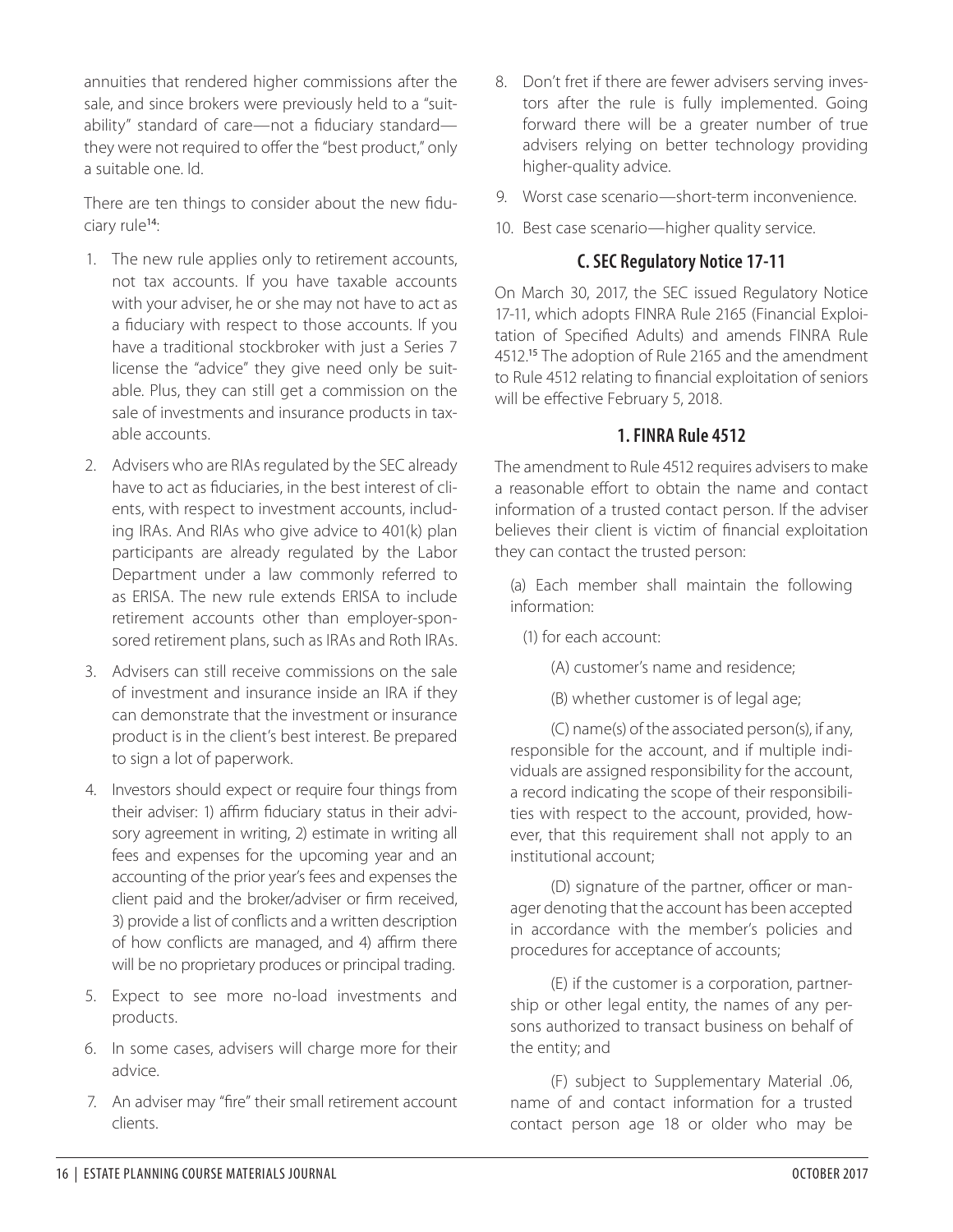annuities that rendered higher commissions after the sale, and since brokers were previously held to a "suitability" standard of care—not a fiduciary standard—they were not required to offer the "best product," only a suitable one. Id.

There are ten things to consider about the new fiduciary rule[14]:

1. The new rule applies only to retirement accounts, not tax accounts. If you have taxable accounts with your adviser, he or she may not have to act as a fiduciary with respect to those accounts. If you have a traditional stockbroker with just a Series 7 license the "advice" they give need only be suitable. Plus, they can still get a commission on the sale of investments and insurance products in taxable accounts.
2. Advisers who are RIAs regulated by the SEC already have to act as fiduciaries, in the best interest of clients, with respect to investment accounts, including IRAs. And RIAs who give advice to 401(k) plan participants are already regulated by the Labor Department under a law commonly referred to as ERISA. The new rule extends ERISA to include retirement accounts other than employer-sponsored retirement plans, such as IRAs and Roth IRAs.
3. Advisers can still receive commissions on the sale of investment and insurance inside an IRA if they can demonstrate that the investment or insurance product is in the client's best interest. Be prepared to sign a lot of paperwork.
4. Investors should expect or require four things from their adviser: 1) affirm fiduciary status in their advisory agreement in writing, 2) estimate in writing all fees and expenses for the upcoming year and an accounting of the prior year's fees and expenses the client paid and the broker/adviser or firm received, 3) provide a list of conflicts and a written description of how conflicts are managed, and 4) affirm there will be no proprietary produces or principal trading.
5. Expect to see more no-load investments and products.
6. In some cases, advisers will charge more for their advice.
7. An adviser may "fire" their small retirement account clients.
8. Don't fret if there are fewer advisers serving investors after the rule is fully implemented. Going forward there will be a greater number of true advisers relying on better technology providing higher-quality advice.
9. Worst case scenario—short-term inconvenience.
10. Best case scenario—higher quality service.

### C. SEC Regulatory Notice 17-11

On March 30, 2017, the SEC issued Regulatory Notice 17-11, which adopts FINRA Rule 2165 (Financial Exploitation of Specified Adults) and amends FINRA Rule 4512.[15] The adoption of Rule 2165 and the amendment to Rule 4512 relating to financial exploitation of seniors will be effective February 5, 2018.

#### 1. FINRA Rule 4512

The amendment to Rule 4512 requires advisers to make a reasonable effort to obtain the name and contact information of a trusted contact person. If the adviser believes their client is victim of financial exploitation they can contact the trusted person:

(a) Each member shall maintain the following information:

(1) for each account:

(A) customer's name and residence;

(B) whether customer is of legal age;

(C) name(s) of the associated person(s), if any, responsible for the account, and if multiple individuals are assigned responsibility for the account, a record indicating the scope of their responsibilities with respect to the account, provided, however, that this requirement shall not apply to an institutional account;

(D) signature of the partner, officer or manager denoting that the account has been accepted in accordance with the member's policies and procedures for acceptance of accounts;

(E) if the customer is a corporation, partnership or other legal entity, the names of any persons authorized to transact business on behalf of the entity; and

(F) subject to Supplementary Material .06, name of and contact information for a trusted contact person age 18 or older who may be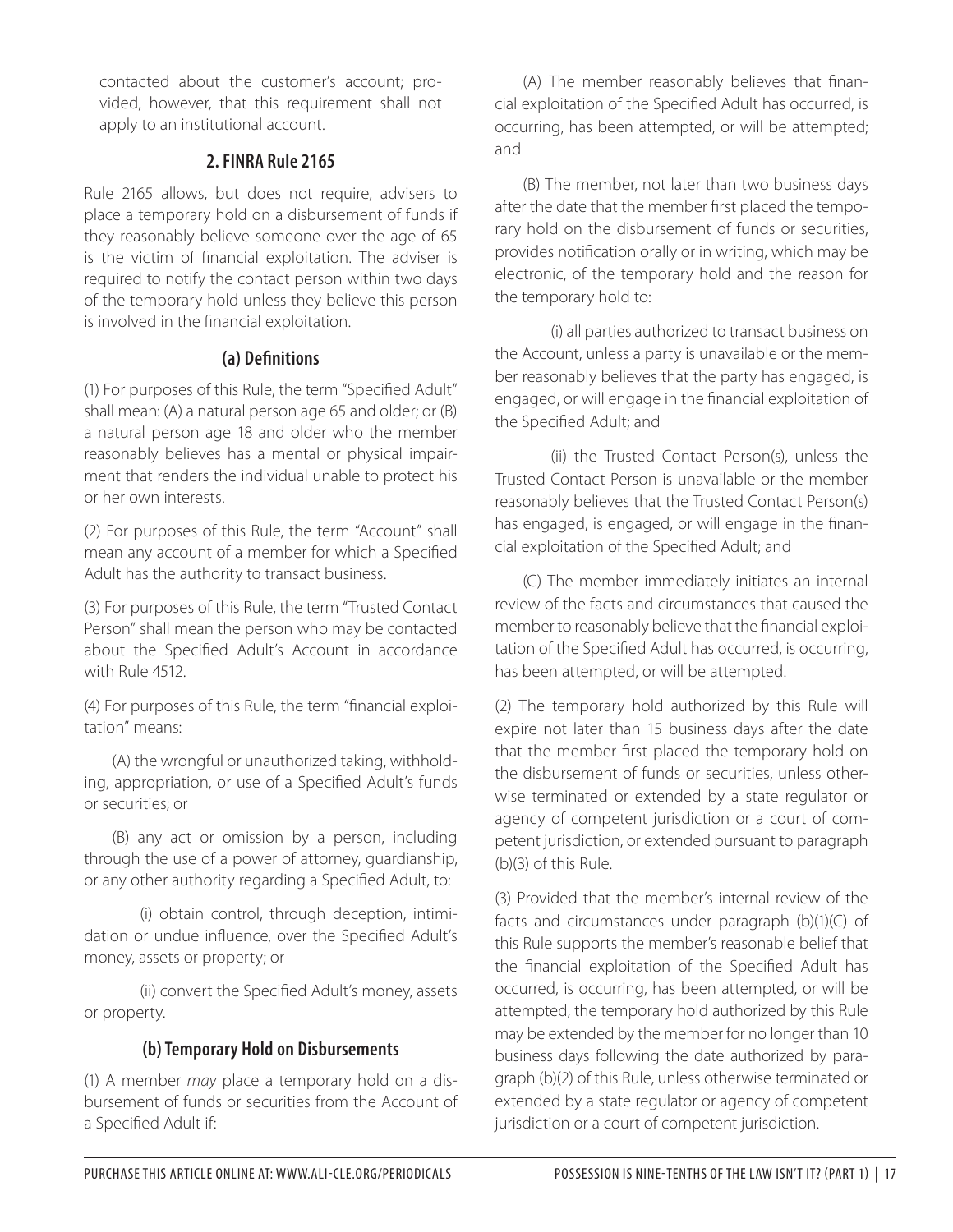contacted about the customer's account; provided, however, that this requirement shall not apply to an institutional account.

### 2. FINRA Rule 2165

Rule 2165 allows, but does not require, advisers to place a temporary hold on a disbursement of funds if they reasonably believe someone over the age of 65 is the victim of financial exploitation. The adviser is required to notify the contact person within two days of the temporary hold unless they believe this person is involved in the financial exploitation.

#### (a) Definitions

(1) For purposes of this Rule, the term "Specified Adult" shall mean: (A) a natural person age 65 and older; or (B) a natural person age 18 and older who the member reasonably believes has a mental or physical impairment that renders the individual unable to protect his or her own interests.

(2) For purposes of this Rule, the term "Account" shall mean any account of a member for which a Specified Adult has the authority to transact business.

(3) For purposes of this Rule, the term "Trusted Contact Person" shall mean the person who may be contacted about the Specified Adult's Account in accordance with Rule 4512.

(4) For purposes of this Rule, the term "financial exploitation" means:

(A) the wrongful or unauthorized taking, withholding, appropriation, or use of a Specified Adult's funds or securities; or

(B) any act or omission by a person, including through the use of a power of attorney, guardianship, or any other authority regarding a Specified Adult, to:

(i) obtain control, through deception, intimidation or undue influence, over the Specified Adult's money, assets or property; or

(ii) convert the Specified Adult's money, assets or property.

#### (b) Temporary Hold on Disbursements

(1) A member *may* place a temporary hold on a disbursement of funds or securities from the Account of a Specified Adult if:

(A) The member reasonably believes that financial exploitation of the Specified Adult has occurred, is occurring, has been attempted, or will be attempted; and

(B) The member, not later than two business days after the date that the member first placed the temporary hold on the disbursement of funds or securities, provides notification orally or in writing, which may be electronic, of the temporary hold and the reason for the temporary hold to:

(i) all parties authorized to transact business on the Account, unless a party is unavailable or the member reasonably believes that the party has engaged, is engaged, or will engage in the financial exploitation of the Specified Adult; and

(ii) the Trusted Contact Person(s), unless the Trusted Contact Person is unavailable or the member reasonably believes that the Trusted Contact Person(s) has engaged, is engaged, or will engage in the financial exploitation of the Specified Adult; and

(C) The member immediately initiates an internal review of the facts and circumstances that caused the member to reasonably believe that the financial exploitation of the Specified Adult has occurred, is occurring, has been attempted, or will be attempted.

(2) The temporary hold authorized by this Rule will expire not later than 15 business days after the date that the member first placed the temporary hold on the disbursement of funds or securities, unless otherwise terminated or extended by a state regulator or agency of competent jurisdiction or a court of competent jurisdiction, or extended pursuant to paragraph (b)(3) of this Rule.

(3) Provided that the member's internal review of the facts and circumstances under paragraph (b)(1)(C) of this Rule supports the member's reasonable belief that the financial exploitation of the Specified Adult has occurred, is occurring, has been attempted, or will be attempted, the temporary hold authorized by this Rule may be extended by the member for no longer than 10 business days following the date authorized by paragraph (b)(2) of this Rule, unless otherwise terminated or extended by a state regulator or agency of competent jurisdiction or a court of competent jurisdiction.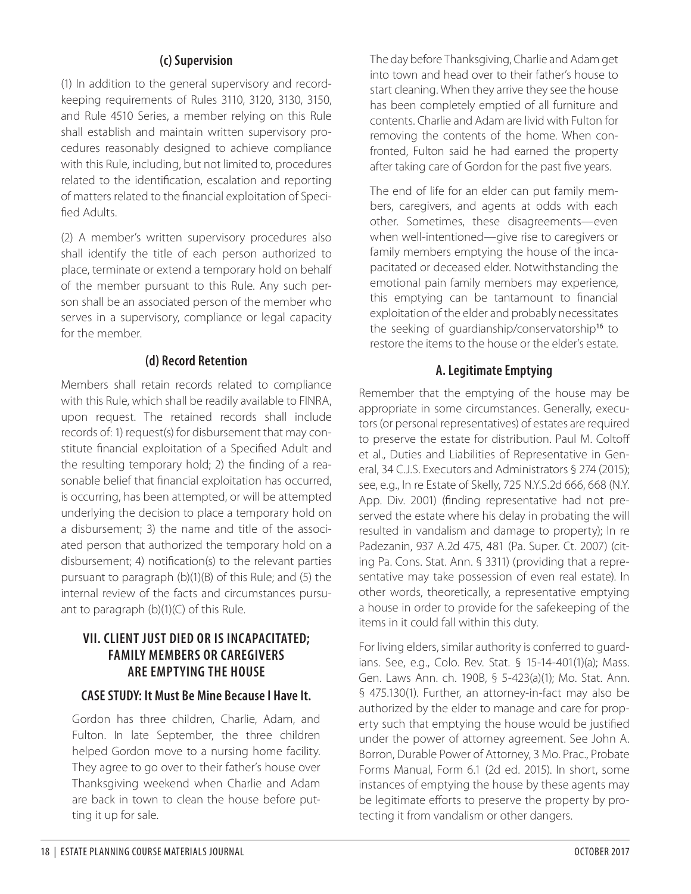### (c) Supervision

(1) In addition to the general supervisory and record-keeping requirements of Rules 3110, 3120, 3130, 3150, and Rule 4510 Series, a member relying on this Rule shall establish and maintain written supervisory procedures reasonably designed to achieve compliance with this Rule, including, but not limited to, procedures related to the identification, escalation and reporting of matters related to the financial exploitation of Specified Adults.

(2) A member's written supervisory procedures also shall identify the title of each person authorized to place, terminate or extend a temporary hold on behalf of the member pursuant to this Rule. Any such person shall be an associated person of the member who serves in a supervisory, compliance or legal capacity for the member.

### (d) Record Retention

Members shall retain records related to compliance with this Rule, which shall be readily available to FINRA, upon request. The retained records shall include records of: 1) request(s) for disbursement that may constitute financial exploitation of a Specified Adult and the resulting temporary hold; 2) the finding of a reasonable belief that financial exploitation has occurred, is occurring, has been attempted, or will be attempted underlying the decision to place a temporary hold on a disbursement; 3) the name and title of the associated person that authorized the temporary hold on a disbursement; 4) notification(s) to the relevant parties pursuant to paragraph (b)(1)(B) of this Rule; and (5) the internal review of the facts and circumstances pursuant to paragraph (b)(1)(C) of this Rule.

## VII. CLIENT JUST DIED OR IS INCAPACITATED; FAMILY MEMBERS OR CAREGIVERS ARE EMPTYING THE HOUSE

### CASE STUDY: It Must Be Mine Because I Have It.

Gordon has three children, Charlie, Adam, and Fulton. In late September, the three children helped Gordon move to a nursing home facility. They agree to go over to their father's house over Thanksgiving weekend when Charlie and Adam are back in town to clean the house before putting it up for sale.

The day before Thanksgiving, Charlie and Adam get into town and head over to their father's house to start cleaning. When they arrive they see the house has been completely emptied of all furniture and contents. Charlie and Adam are livid with Fulton for removing the contents of the home. When confronted, Fulton said he had earned the property after taking care of Gordon for the past five years.

The end of life for an elder can put family members, caregivers, and agents at odds with each other. Sometimes, these disagreements—even when well-intentioned—give rise to caregivers or family members emptying the house of the incapacitated or deceased elder. Notwithstanding the emotional pain family members may experience, this emptying can be tantamount to financial exploitation of the elder and probably necessitates the seeking of guardianship/conservatorship[16] to restore the items to the house or the elder's estate.

### A. Legitimate Emptying

Remember that the emptying of the house may be appropriate in some circumstances. Generally, executors (or personal representatives) of estates are required to preserve the estate for distribution. Paul M. Coltoff et al., Duties and Liabilities of Representative in General, 34 C.J.S. Executors and Administrators § 274 (2015); see, e.g., In re Estate of Skelly, 725 N.Y.S.2d 666, 668 (N.Y. App. Div. 2001) (finding representative had not preserved the estate where his delay in probating the will resulted in vandalism and damage to property); In re Padezanin, 937 A.2d 475, 481 (Pa. Super. Ct. 2007) (citing Pa. Cons. Stat. Ann. § 3311) (providing that a representative may take possession of even real estate). In other words, theoretically, a representative emptying a house in order to provide for the safekeeping of the items in it could fall within this duty.

For living elders, similar authority is conferred to guardians. See, e.g., Colo. Rev. Stat. § 15-14-401(1)(a); Mass. Gen. Laws Ann. ch. 190B, § 5-423(a)(1); Mo. Stat. Ann. § 475.130(1). Further, an attorney-in-fact may also be authorized by the elder to manage and care for property such that emptying the house would be justified under the power of attorney agreement. See John A. Borron, Durable Power of Attorney, 3 Mo. Prac., Probate Forms Manual, Form 6.1 (2d ed. 2015). In short, some instances of emptying the house by these agents may be legitimate efforts to preserve the property by protecting it from vandalism or other dangers.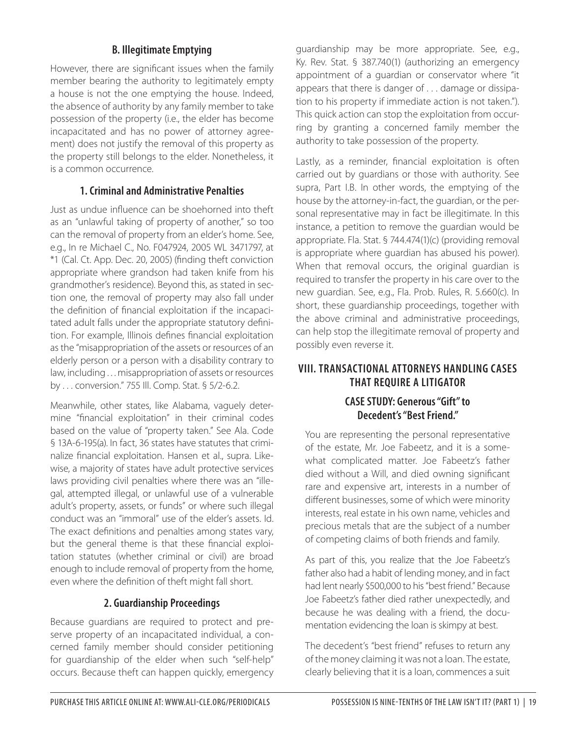### B. Illegitimate Emptying

However, there are significant issues when the family member bearing the authority to legitimately empty a house is not the one emptying the house. Indeed, the absence of authority by any family member to take possession of the property (i.e., the elder has become incapacitated and has no power of attorney agreement) does not justify the removal of this property as the property still belongs to the elder. Nonetheless, it is a common occurrence.

#### 1. Criminal and Administrative Penalties

Just as undue influence can be shoehorned into theft as an "unlawful taking of property of another," so too can the removal of property from an elder's home. See, e.g., In re Michael C., No. F047924, 2005 WL 3471797, at *1 (Cal. Ct. App. Dec. 20, 2005) (finding theft conviction appropriate where grandson had taken knife from his grandmother's residence). Beyond this, as stated in section one, the removal of property may also fall under the definition of financial exploitation if the incapacitated adult falls under the appropriate statutory definition. For example, Illinois defines financial exploitation as the "misappropriation of the assets or resources of an elderly person or a person with a disability contrary to law, including . . . misappropriation of assets or resources by . . . conversion." 755 Ill. Comp. Stat. § 5/2-6.2.

Meanwhile, other states, like Alabama, vaguely determine "financial exploitation" in their criminal codes based on the value of "property taken." See Ala. Code § 13A-6-195(a). In fact, 36 states have statutes that criminalize financial exploitation. Hansen et al., supra. Likewise, a majority of states have adult protective services laws providing civil penalties where there was an "illegal, attempted illegal, or unlawful use of a vulnerable adult's property, assets, or funds" or where such illegal conduct was an "immoral" use of the elder's assets. Id. The exact definitions and penalties among states vary, but the general theme is that these financial exploitation statutes (whether criminal or civil) are broad enough to include removal of property from the home, even where the definition of theft might fall short.

#### 2. Guardianship Proceedings

Because guardians are required to protect and preserve property of an incapacitated individual, a concerned family member should consider petitioning for guardianship of the elder when such "self-help" occurs. Because theft can happen quickly, emergency guardianship may be more appropriate. See, e.g., Ky. Rev. Stat. § 387.740(1) (authorizing an emergency appointment of a guardian or conservator where "it appears that there is danger of . . . damage or dissipation to his property if immediate action is not taken."). This quick action can stop the exploitation from occurring by granting a concerned family member the authority to take possession of the property.

Lastly, as a reminder, financial exploitation is often carried out by guardians or those with authority. See supra, Part I.B. In other words, the emptying of the house by the attorney-in-fact, the guardian, or the personal representative may in fact be illegitimate. In this instance, a petition to remove the guardian would be appropriate. Fla. Stat. § 744.474(1)(c) (providing removal is appropriate where guardian has abused his power). When that removal occurs, the original guardian is required to transfer the property in his care over to the new guardian. See, e.g., Fla. Prob. Rules, R. 5.660(c). In short, these guardianship proceedings, together with the above criminal and administrative proceedings, can help stop the illegitimate removal of property and possibly even reverse it.

## VIII. TRANSACTIONAL ATTORNEYS HANDLING CASES THAT REQUIRE A LITIGATOR

### CASE STUDY: Generous "Gift" to Decedent's "Best Friend."

You are representing the personal representative of the estate, Mr. Joe Fabeetz, and it is a somewhat complicated matter. Joe Fabeetz's father died without a Will, and died owning significant rare and expensive art, interests in a number of different businesses, some of which were minority interests, real estate in his own name, vehicles and precious metals that are the subject of a number of competing claims of both friends and family.

As part of this, you realize that the Joe Fabeetz's father also had a habit of lending money, and in fact had lent nearly $500,000 to his "best friend." Because Joe Fabeetz's father died rather unexpectedly, and because he was dealing with a friend, the documentation evidencing the loan is skimpy at best.

The decedent's "best friend" refuses to return any of the money claiming it was not a loan. The estate, clearly believing that it is a loan, commences a suit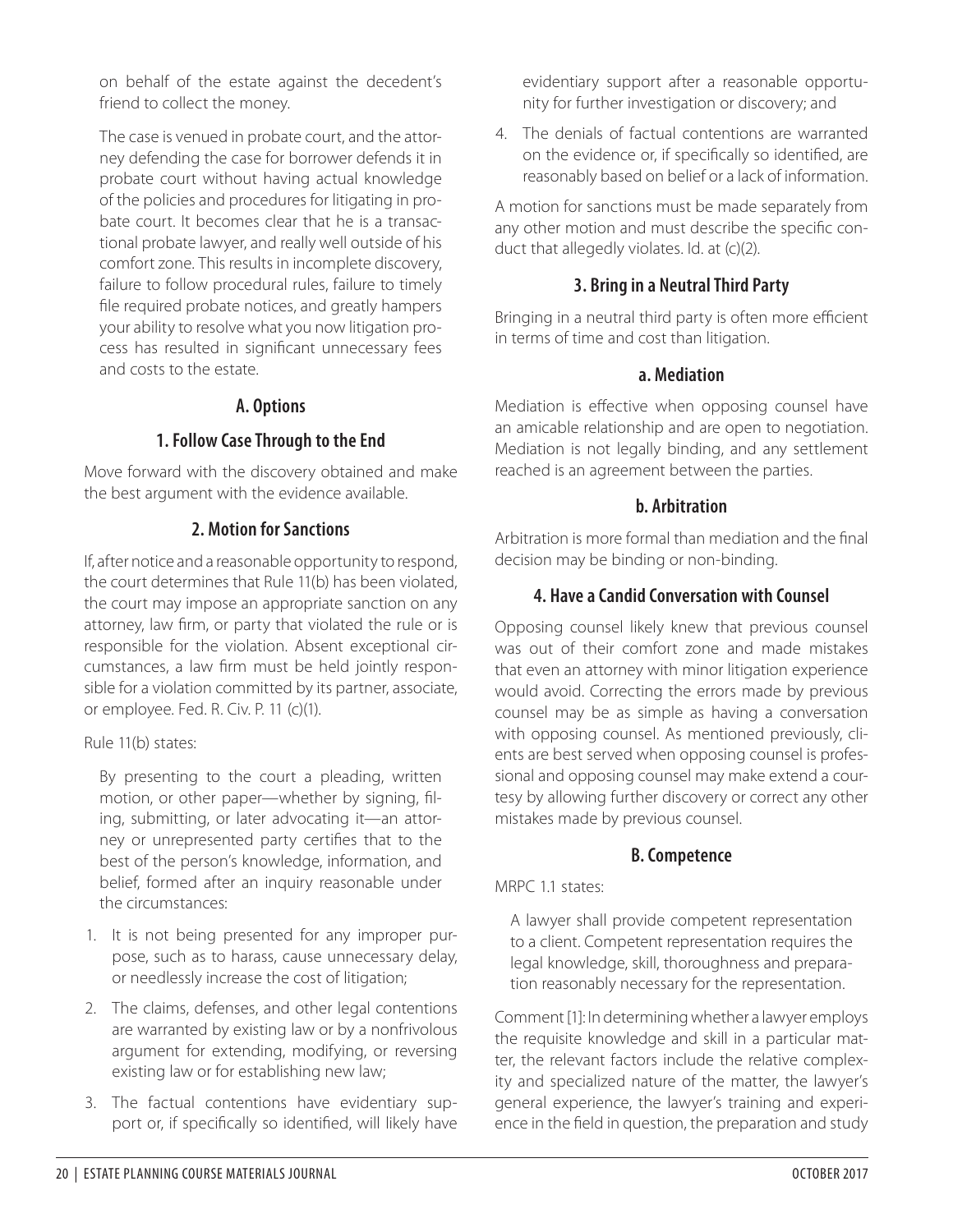on behalf of the estate against the decedent's friend to collect the money.

The case is venued in probate court, and the attorney defending the case for borrower defends it in probate court without having actual knowledge of the policies and procedures for litigating in probate court. It becomes clear that he is a transactional probate lawyer, and really well outside of his comfort zone. This results in incomplete discovery, failure to follow procedural rules, failure to timely file required probate notices, and greatly hampers your ability to resolve what you now litigation process has resulted in significant unnecessary fees and costs to the estate.

### A. Options

#### 1. Follow Case Through to the End

Move forward with the discovery obtained and make the best argument with the evidence available.

#### 2. Motion for Sanctions

If, after notice and a reasonable opportunity to respond, the court determines that Rule 11(b) has been violated, the court may impose an appropriate sanction on any attorney, law firm, or party that violated the rule or is responsible for the violation. Absent exceptional circumstances, a law firm must be held jointly responsible for a violation committed by its partner, associate, or employee. Fed. R. Civ. P. 11 (c)(1).

Rule 11(b) states:

> By presenting to the court a pleading, written motion, or other paper—whether by signing, filing, submitting, or later advocating it—an attorney or unrepresented party certifies that to the best of the person's knowledge, information, and belief, formed after an inquiry reasonable under the circumstances:

1. It is not being presented for any improper purpose, such as to harass, cause unnecessary delay, or needlessly increase the cost of litigation;
2. The claims, defenses, and other legal contentions are warranted by existing law or by a nonfrivolous argument for extending, modifying, or reversing existing law or for establishing new law;
3. The factual contentions have evidentiary support or, if specifically so identified, will likely have evidentiary support after a reasonable opportunity for further investigation or discovery; and
4. The denials of factual contentions are warranted on the evidence or, if specifically so identified, are reasonably based on belief or a lack of information.

A motion for sanctions must be made separately from any other motion and must describe the specific conduct that allegedly violates. Id. at (c)(2).

#### 3. Bring in a Neutral Third Party

Bringing in a neutral third party is often more efficient in terms of time and cost than litigation.

##### a. Mediation

Mediation is effective when opposing counsel have an amicable relationship and are open to negotiation. Mediation is not legally binding, and any settlement reached is an agreement between the parties.

##### b. Arbitration

Arbitration is more formal than mediation and the final decision may be binding or non-binding.

#### 4. Have a Candid Conversation with Counsel

Opposing counsel likely knew that previous counsel was out of their comfort zone and made mistakes that even an attorney with minor litigation experience would avoid. Correcting the errors made by previous counsel may be as simple as having a conversation with opposing counsel. As mentioned previously, clients are best served when opposing counsel is professional and opposing counsel may make extend a courtesy by allowing further discovery or correct any other mistakes made by previous counsel.

### B. Competence

MRPC 1.1 states:

> A lawyer shall provide competent representation to a client. Competent representation requires the legal knowledge, skill, thoroughness and preparation reasonably necessary for the representation.

Comment [1]: In determining whether a lawyer employs the requisite knowledge and skill in a particular matter, the relevant factors include the relative complexity and specialized nature of the matter, the lawyer's general experience, the lawyer's training and experience in the field in question, the preparation and study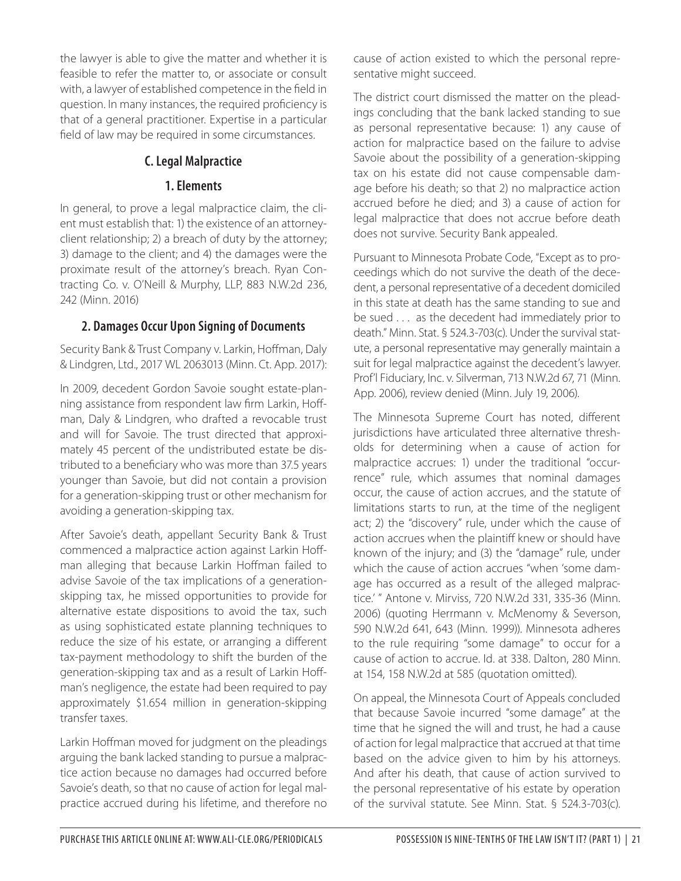the lawyer is able to give the matter and whether it is feasible to refer the matter to, or associate or consult with, a lawyer of established competence in the field in question. In many instances, the required proficiency is that of a general practitioner. Expertise in a particular field of law may be required in some circumstances.

## C. Legal Malpractice

### 1. Elements

In general, to prove a legal malpractice claim, the client must establish that: 1) the existence of an attorney-client relationship; 2) a breach of duty by the attorney; 3) damage to the client; and 4) the damages were the proximate result of the attorney's breach. Ryan Contracting Co. v. O'Neill & Murphy, LLP, 883 N.W.2d 236, 242 (Minn. 2016)

### 2. Damages Occur Upon Signing of Documents

Security Bank & Trust Company v. Larkin, Hoffman, Daly & Lindgren, Ltd., 2017 WL 2063013 (Minn. Ct. App. 2017):

In 2009, decedent Gordon Savoie sought estate-planning assistance from respondent law firm Larkin, Hoffman, Daly & Lindgren, who drafted a revocable trust and will for Savoie. The trust directed that approximately 45 percent of the undistributed estate be distributed to a beneficiary who was more than 37.5 years younger than Savoie, but did not contain a provision for a generation-skipping trust or other mechanism for avoiding a generation-skipping tax.

After Savoie's death, appellant Security Bank & Trust commenced a malpractice action against Larkin Hoffman alleging that because Larkin Hoffman failed to advise Savoie of the tax implications of a generation-skipping tax, he missed opportunities to provide for alternative estate dispositions to avoid the tax, such as using sophisticated estate planning techniques to reduce the size of his estate, or arranging a different tax-payment methodology to shift the burden of the generation-skipping tax and as a result of Larkin Hoffman's negligence, the estate had been required to pay approximately $1.654 million in generation-skipping transfer taxes.

Larkin Hoffman moved for judgment on the pleadings arguing the bank lacked standing to pursue a malpractice action because no damages had occurred before Savoie's death, so that no cause of action for legal malpractice accrued during his lifetime, and therefore no cause of action existed to which the personal representative might succeed.

The district court dismissed the matter on the pleadings concluding that the bank lacked standing to sue as personal representative because: 1) any cause of action for malpractice based on the failure to advise Savoie about the possibility of a generation-skipping tax on his estate did not cause compensable damage before his death; so that 2) no malpractice action accrued before he died; and 3) a cause of action for legal malpractice that does not accrue before death does not survive. Security Bank appealed.

Pursuant to Minnesota Probate Code, "Except as to proceedings which do not survive the death of the decedent, a personal representative of a decedent domiciled in this state at death has the same standing to sue and be sued . . . as the decedent had immediately prior to death." Minn. Stat. § 524.3-703(c). Under the survival statute, a personal representative may generally maintain a suit for legal malpractice against the decedent's lawyer. Prof'l Fiduciary, Inc. v. Silverman, 713 N.W.2d 67, 71 (Minn. App. 2006), review denied (Minn. July 19, 2006).

The Minnesota Supreme Court has noted, different jurisdictions have articulated three alternative thresholds for determining when a cause of action for malpractice accrues: 1) under the traditional "occurrence" rule, which assumes that nominal damages occur, the cause of action accrues, and the statute of limitations starts to run, at the time of the negligent act; 2) the "discovery" rule, under which the cause of action accrues when the plaintiff knew or should have known of the injury; and (3) the "damage" rule, under which the cause of action accrues "when 'some damage has occurred as a result of the alleged malpractice.' " Antone v. Mirviss, 720 N.W.2d 331, 335-36 (Minn. 2006) (quoting Herrmann v. McMenomy & Severson, 590 N.W.2d 641, 643 (Minn. 1999)). Minnesota adheres to the rule requiring "some damage" to occur for a cause of action to accrue. Id. at 338. Dalton, 280 Minn. at 154, 158 N.W.2d at 585 (quotation omitted).

On appeal, the Minnesota Court of Appeals concluded that because Savoie incurred "some damage" at the time that he signed the will and trust, he had a cause of action for legal malpractice that accrued at that time based on the advice given to him by his attorneys. And after his death, that cause of action survived to the personal representative of his estate by operation of the survival statute. See Minn. Stat. § 524.3-703(c).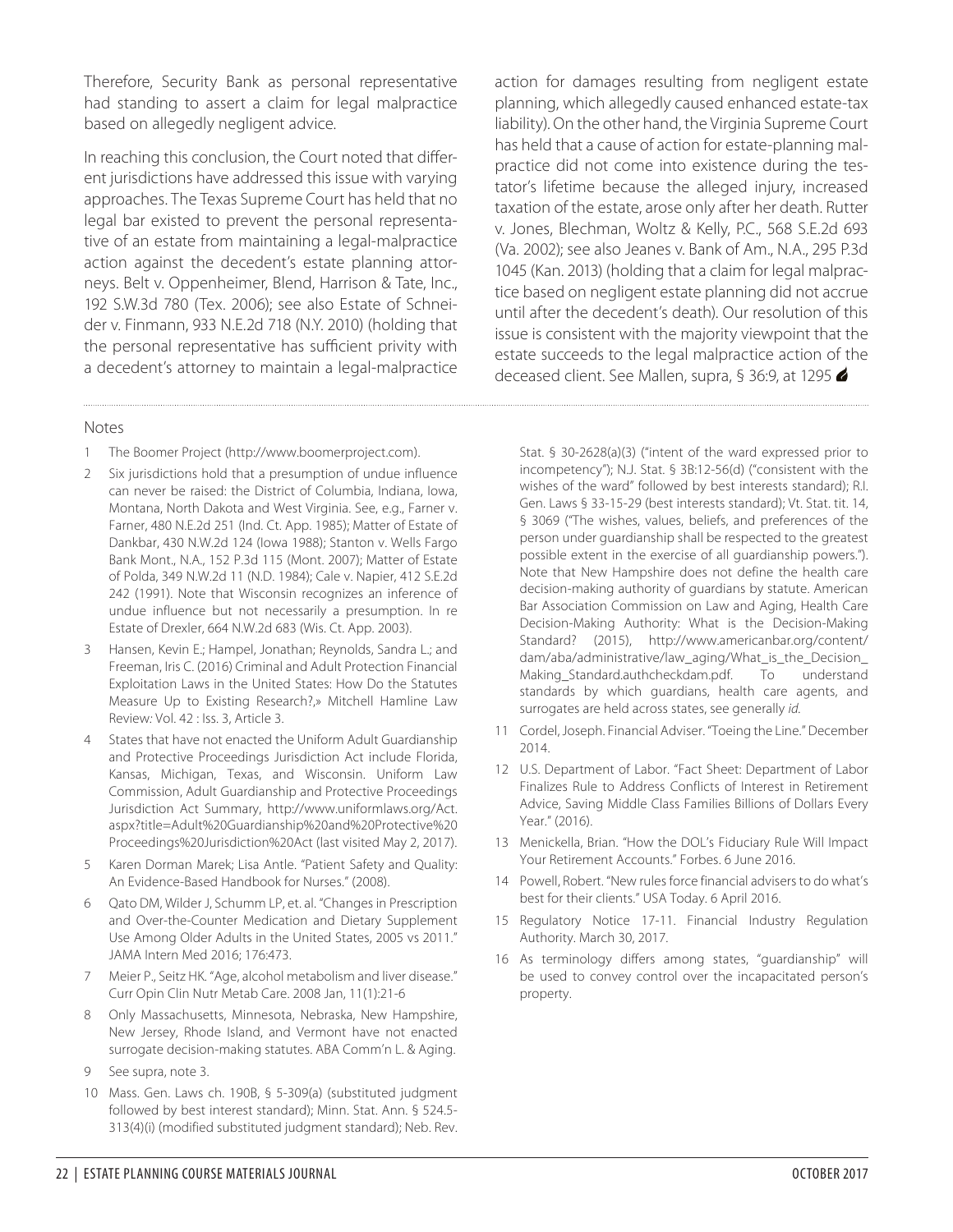Therefore, Security Bank as personal representative had standing to assert a claim for legal malpractice based on allegedly negligent advice.

In reaching this conclusion, the Court noted that different jurisdictions have addressed this issue with varying approaches. The Texas Supreme Court has held that no legal bar existed to prevent the personal representative of an estate from maintaining a legal-malpractice action against the decedent's estate planning attorneys. Belt v. Oppenheimer, Blend, Harrison & Tate, Inc., 192 S.W.3d 780 (Tex. 2006); see also Estate of Schneider v. Finmann, 933 N.E.2d 718 (N.Y. 2010) (holding that the personal representative has sufficient privity with a decedent's attorney to maintain a legal-malpractice action for damages resulting from negligent estate planning, which allegedly caused enhanced estate-tax liability). On the other hand, the Virginia Supreme Court has held that a cause of action for estate-planning malpractice did not come into existence during the testator's lifetime because the alleged injury, increased taxation of the estate, arose only after her death. Rutter v. Jones, Blechman, Woltz & Kelly, P.C., 568 S.E.2d 693 (Va. 2002); see also Jeanes v. Bank of Am., N.A., 295 P.3d 1045 (Kan. 2013) (holding that a claim for legal malpractice based on negligent estate planning did not accrue until after the decedent's death). Our resolution of this issue is consistent with the majority viewpoint that the estate succeeds to the legal malpractice action of the deceased client. See Mallen, supra, § 36:9, at 1295

## Notes

1. The Boomer Project (http://www.boomerproject.com).
2. Six jurisdictions hold that a presumption of undue influence can never be raised: the District of Columbia, Indiana, Iowa, Montana, North Dakota and West Virginia. See, e.g., Farner v. Farner, 480 N.E.2d 251 (Ind. Ct. App. 1985); Matter of Estate of Dankbar, 430 N.W.2d 124 (Iowa 1988); Stanton v. Wells Fargo Bank Mont., N.A., 152 P.3d 115 (Mont. 2007); Matter of Estate of Polda, 349 N.W.2d 11 (N.D. 1984); Cale v. Napier, 412 S.E.2d 242 (1991). Note that Wisconsin recognizes an inference of undue influence but not necessarily a presumption. In re Estate of Drexler, 664 N.W.2d 683 (Wis. Ct. App. 2003).
3. Hansen, Kevin E.; Hampel, Jonathan; Reynolds, Sandra L.; and Freeman, Iris C. (2016) Criminal and Adult Protection Financial Exploitation Laws in the United States: How Do the Statutes Measure Up to Existing Research?,» Mitchell Hamline Law Review: Vol. 42 : Iss. 3, Article 3.
4. States that have not enacted the Uniform Adult Guardianship and Protective Proceedings Jurisdiction Act include Florida, Kansas, Michigan, Texas, and Wisconsin. Uniform Law Commission, Adult Guardianship and Protective Proceedings Jurisdiction Act Summary, http://www.uniformlaws.org/Act.aspx?title=Adult%20Guardianship%20and%20Protective%20Proceedings%20Jurisdiction%20Act (last visited May 2, 2017).
5. Karen Dorman Marek; Lisa Antle. "Patient Safety and Quality: An Evidence-Based Handbook for Nurses." (2008).
6. Qato DM, Wilder J, Schumm LP, et. al. "Changes in Prescription and Over-the-Counter Medication and Dietary Supplement Use Among Older Adults in the United States, 2005 vs 2011." JAMA Intern Med 2016; 176:473.
7. Meier P., Seitz HK. "Age, alcohol metabolism and liver disease." Curr Opin Clin Nutr Metab Care. 2008 Jan, 11(1):21-6
8. Only Massachusetts, Minnesota, Nebraska, New Hampshire, New Jersey, Rhode Island, and Vermont have not enacted surrogate decision-making statutes. ABA Comm'n L. & Aging.
9. See supra, note 3.
10. Mass. Gen. Laws ch. 190B, § 5-309(a) (substituted judgment followed by best interest standard); Minn. Stat. Ann. § 524.5-313(4)(i) (modified substituted judgment standard); Neb. Rev. Stat. § 30-2628(a)(3) ("intent of the ward expressed prior to incompetency"); N.J. Stat. § 3B:12-56(d) ("consistent with the wishes of the ward" followed by best interests standard); R.I. Gen. Laws § 33-15-29 (best interests standard); Vt. Stat. tit. 14, § 3069 ("The wishes, values, beliefs, and preferences of the person under guardianship shall be respected to the greatest possible extent in the exercise of all guardianship powers."). Note that New Hampshire does not define the health care decision-making authority of guardians by statute. American Bar Association Commission on Law and Aging, Health Care Decision-Making Authority: What is the Decision-Making Standard? (2015), http://www.americanbar.org/content/dam/aba/administrative/law_aging/What_is_the_Decision_Making_Standard.authcheckdam.pdf. To understand standards by which guardians, health care agents, and surrogates are held across states, see generally *id.*
11. Cordel, Joseph. Financial Adviser. "Toeing the Line." December 2014.
12. U.S. Department of Labor. "Fact Sheet: Department of Labor Finalizes Rule to Address Conflicts of Interest in Retirement Advice, Saving Middle Class Families Billions of Dollars Every Year." (2016).
13. Menickella, Brian. "How the DOL's Fiduciary Rule Will Impact Your Retirement Accounts." Forbes. 6 June 2016.
14. Powell, Robert. "New rules force financial advisers to do what's best for their clients." USA Today. 6 April 2016.
15. Regulatory Notice 17-11. Financial Industry Regulation Authority. March 30, 2017.
16. As terminology differs among states, "guardianship" will be used to convey control over the incapacitated person's property.